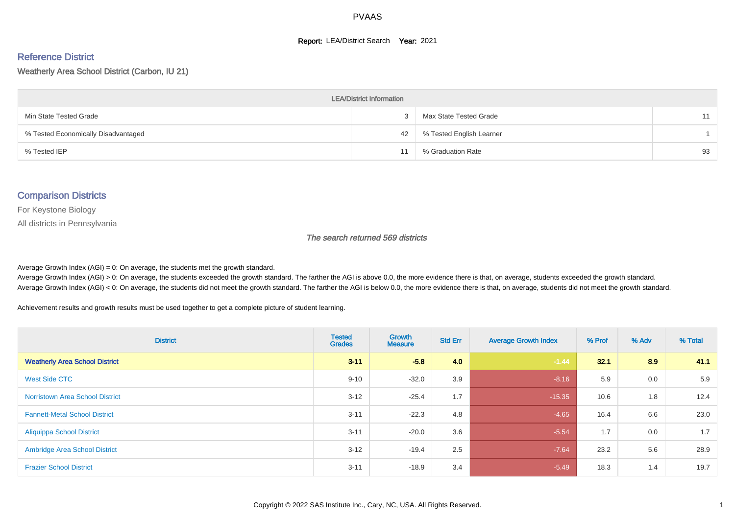PVAAS

**Report:** LEA/District Search **Year:** 2021

## Reference District

Weatherly Area School District (Carbon, IU 21)

| LEA/District Information | | | |
|---|---|---|---|
| Min State Tested Grade | 3 | Max State Tested Grade | 11 |
| % Tested Economically Disadvantaged | 42 | % Tested English Learner | 1 |
| % Tested IEP | 11 | % Graduation Rate | 93 |

## Comparison Districts

For Keystone Biology

All districts in Pennsylvania

*The search returned 569 districts*

Average Growth Index (AGI) = 0: On average, the students met the growth standard.
Average Growth Index (AGI) > 0: On average, the students exceeded the growth standard. The farther the AGI is above 0.0, the more evidence there is that, on average, students exceeded the growth standard.
Average Growth Index (AGI) < 0: On average, the students did not meet the growth standard. The farther the AGI is below 0.0, the more evidence there is that, on average, students did not meet the growth standard.

Achievement results and growth results must be used together to get a complete picture of student learning.

| District | Tested Grades | Growth Measure | Std Err | Average Growth Index | % Prof | % Adv | % Total |
|---|---|---|---|---|---|---|---|
| **Weatherly Area School District** | **3-11** | **-5.8** | **4.0** | **-1.44** | **32.1** | **8.9** | **41.1** |
| West Side CTC | 9-10 | -32.0 | 3.9 | -8.16 | 5.9 | 0.0 | 5.9 |
| Norristown Area School District | 3-12 | -25.4 | 1.7 | -15.35 | 10.6 | 1.8 | 12.4 |
| Fannett-Metal School District | 3-11 | -22.3 | 4.8 | -4.65 | 16.4 | 6.6 | 23.0 |
| Aliquippa School District | 3-11 | -20.0 | 3.6 | -5.54 | 1.7 | 0.0 | 1.7 |
| Ambridge Area School District | 3-12 | -19.4 | 2.5 | -7.64 | 23.2 | 5.6 | 28.9 |
| Frazier School District | 3-11 | -18.9 | 3.4 | -5.49 | 18.3 | 1.4 | 19.7 |

Copyright © 2022 SAS Institute Inc., Cary, NC, USA. All Rights Reserved.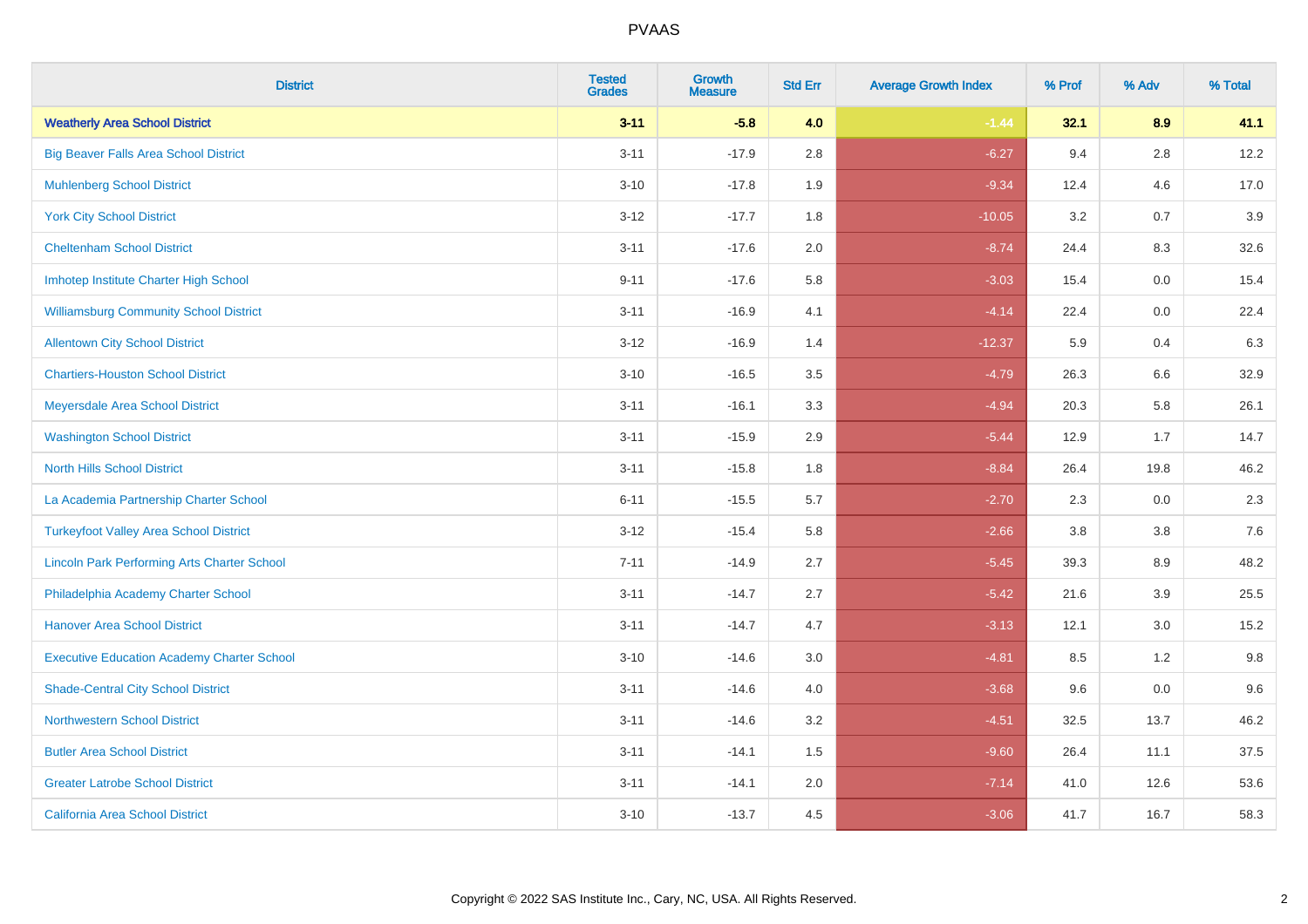| District | Tested Grades | Growth Measure | Std Err | Average Growth Index | % Prof | % Adv | % Total |
|---|---|---|---|---|---|---|---|
| **Weatherly Area School District** | **3-11** | **-5.8** | **4.0** | **-1.44** | **32.1** | **8.9** | **41.1** |
| Big Beaver Falls Area School District | 3-11 | -17.9 | 2.8 | -6.27 | 9.4 | 2.8 | 12.2 |
| Muhlenberg School District | 3-10 | -17.8 | 1.9 | -9.34 | 12.4 | 4.6 | 17.0 |
| York City School District | 3-12 | -17.7 | 1.8 | -10.05 | 3.2 | 0.7 | 3.9 |
| Cheltenham School District | 3-11 | -17.6 | 2.0 | -8.74 | 24.4 | 8.3 | 32.6 |
| Imhotep Institute Charter High School | 9-11 | -17.6 | 5.8 | -3.03 | 15.4 | 0.0 | 15.4 |
| Williamsburg Community School District | 3-11 | -16.9 | 4.1 | -4.14 | 22.4 | 0.0 | 22.4 |
| Allentown City School District | 3-12 | -16.9 | 1.4 | -12.37 | 5.9 | 0.4 | 6.3 |
| Chartiers-Houston School District | 3-10 | -16.5 | 3.5 | -4.79 | 26.3 | 6.6 | 32.9 |
| Meyersdale Area School District | 3-11 | -16.1 | 3.3 | -4.94 | 20.3 | 5.8 | 26.1 |
| Washington School District | 3-11 | -15.9 | 2.9 | -5.44 | 12.9 | 1.7 | 14.7 |
| North Hills School District | 3-11 | -15.8 | 1.8 | -8.84 | 26.4 | 19.8 | 46.2 |
| La Academia Partnership Charter School | 6-11 | -15.5 | 5.7 | -2.70 | 2.3 | 0.0 | 2.3 |
| Turkeyfoot Valley Area School District | 3-12 | -15.4 | 5.8 | -2.66 | 3.8 | 3.8 | 7.6 |
| Lincoln Park Performing Arts Charter School | 7-11 | -14.9 | 2.7 | -5.45 | 39.3 | 8.9 | 48.2 |
| Philadelphia Academy Charter School | 3-11 | -14.7 | 2.7 | -5.42 | 21.6 | 3.9 | 25.5 |
| Hanover Area School District | 3-11 | -14.7 | 4.7 | -3.13 | 12.1 | 3.0 | 15.2 |
| Executive Education Academy Charter School | 3-10 | -14.6 | 3.0 | -4.81 | 8.5 | 1.2 | 9.8 |
| Shade-Central City School District | 3-11 | -14.6 | 4.0 | -3.68 | 9.6 | 0.0 | 9.6 |
| Northwestern School District | 3-11 | -14.6 | 3.2 | -4.51 | 32.5 | 13.7 | 46.2 |
| Butler Area School District | 3-11 | -14.1 | 1.5 | -9.60 | 26.4 | 11.1 | 37.5 |
| Greater Latrobe School District | 3-11 | -14.1 | 2.0 | -7.14 | 41.0 | 12.6 | 53.6 |
| California Area School District | 3-10 | -13.7 | 4.5 | -3.06 | 41.7 | 16.7 | 58.3 |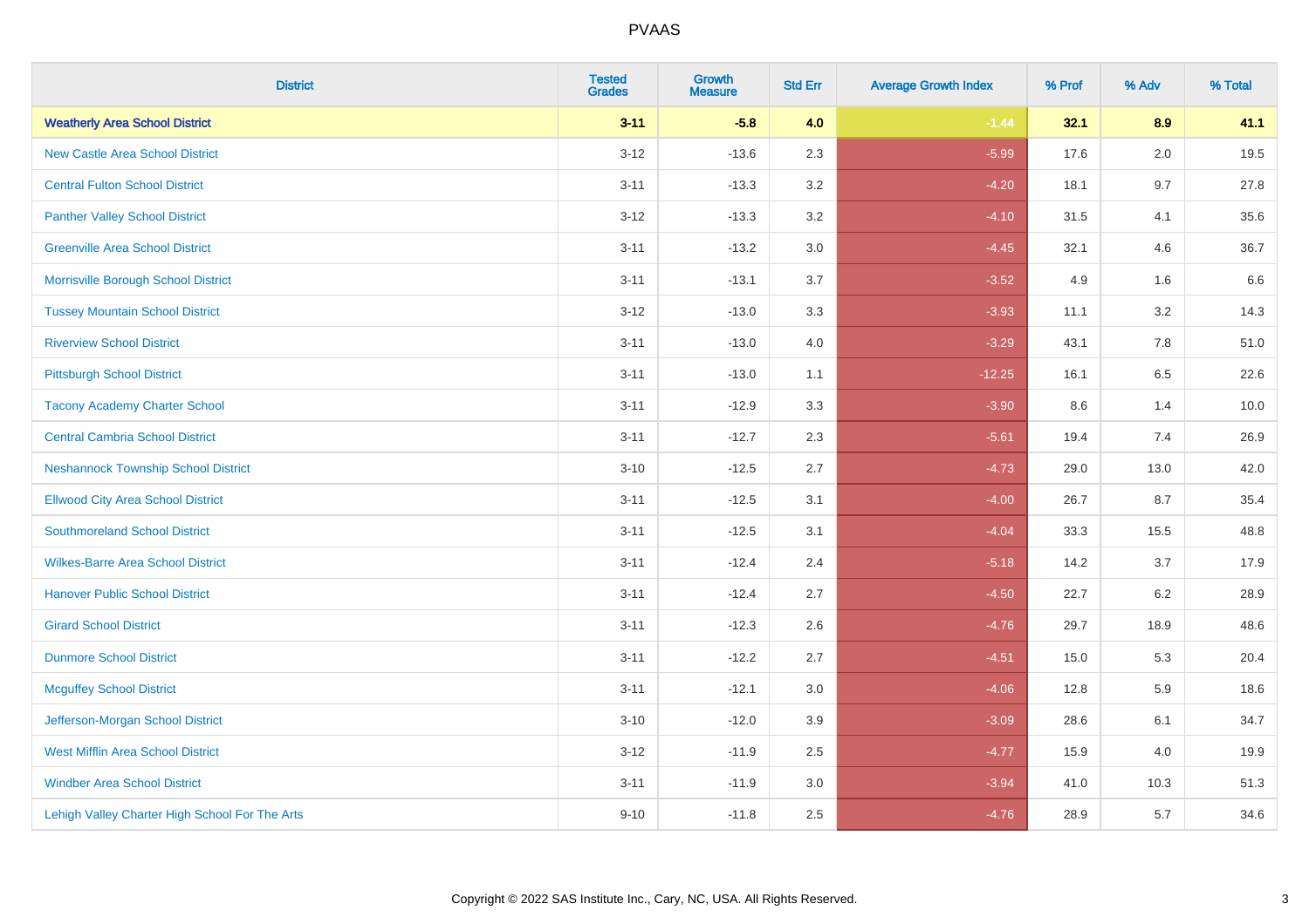PVAAS

| District | Tested Grades | Growth Measure | Std Err | Average Growth Index | % Prof | % Adv | % Total |
|---|---|---|---|---|---|---|---|
| **Weatherly Area School District** | **3-11** | **-5.8** | **4.0** | **-1.44** | **32.1** | **8.9** | **41.1** |
| New Castle Area School District | 3-12 | -13.6 | 2.3 | -5.99 | 17.6 | 2.0 | 19.5 |
| Central Fulton School District | 3-11 | -13.3 | 3.2 | -4.20 | 18.1 | 9.7 | 27.8 |
| Panther Valley School District | 3-12 | -13.3 | 3.2 | -4.10 | 31.5 | 4.1 | 35.6 |
| Greenville Area School District | 3-11 | -13.2 | 3.0 | -4.45 | 32.1 | 4.6 | 36.7 |
| Morrisville Borough School District | 3-11 | -13.1 | 3.7 | -3.52 | 4.9 | 1.6 | 6.6 |
| Tussey Mountain School District | 3-12 | -13.0 | 3.3 | -3.93 | 11.1 | 3.2 | 14.3 |
| Riverview School District | 3-11 | -13.0 | 4.0 | -3.29 | 43.1 | 7.8 | 51.0 |
| Pittsburgh School District | 3-11 | -13.0 | 1.1 | -12.25 | 16.1 | 6.5 | 22.6 |
| Tacony Academy Charter School | 3-11 | -12.9 | 3.3 | -3.90 | 8.6 | 1.4 | 10.0 |
| Central Cambria School District | 3-11 | -12.7 | 2.3 | -5.61 | 19.4 | 7.4 | 26.9 |
| Neshannock Township School District | 3-10 | -12.5 | 2.7 | -4.73 | 29.0 | 13.0 | 42.0 |
| Ellwood City Area School District | 3-11 | -12.5 | 3.1 | -4.00 | 26.7 | 8.7 | 35.4 |
| Southmoreland School District | 3-11 | -12.5 | 3.1 | -4.04 | 33.3 | 15.5 | 48.8 |
| Wilkes-Barre Area School District | 3-11 | -12.4 | 2.4 | -5.18 | 14.2 | 3.7 | 17.9 |
| Hanover Public School District | 3-11 | -12.4 | 2.7 | -4.50 | 22.7 | 6.2 | 28.9 |
| Girard School District | 3-11 | -12.3 | 2.6 | -4.76 | 29.7 | 18.9 | 48.6 |
| Dunmore School District | 3-11 | -12.2 | 2.7 | -4.51 | 15.0 | 5.3 | 20.4 |
| Mcguffey School District | 3-11 | -12.1 | 3.0 | -4.06 | 12.8 | 5.9 | 18.6 |
| Jefferson-Morgan School District | 3-10 | -12.0 | 3.9 | -3.09 | 28.6 | 6.1 | 34.7 |
| West Mifflin Area School District | 3-12 | -11.9 | 2.5 | -4.77 | 15.9 | 4.0 | 19.9 |
| Windber Area School District | 3-11 | -11.9 | 3.0 | -3.94 | 41.0 | 10.3 | 51.3 |
| Lehigh Valley Charter High School For The Arts | 9-10 | -11.8 | 2.5 | -4.76 | 28.9 | 5.7 | 34.6 |

Copyright © 2022 SAS Institute Inc., Cary, NC, USA. All Rights Reserved.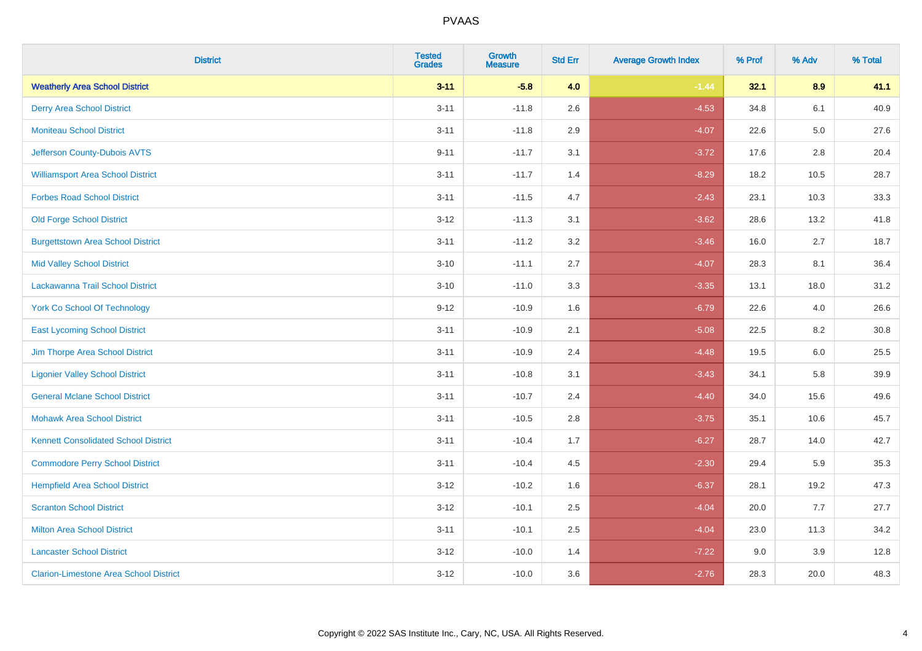# PVAAS

| District | Tested Grades | Growth Measure | Std Err | Average Growth Index | % Prof | % Adv | % Total |
|---|---|---|---|---|---|---|---|
| **Weatherly Area School District** | **3-11** | **-5.8** | **4.0** | **-1.44** | **32.1** | **8.9** | **41.1** |
| Derry Area School District | 3-11 | -11.8 | 2.6 | -4.53 | 34.8 | 6.1 | 40.9 |
| Moniteau School District | 3-11 | -11.8 | 2.9 | -4.07 | 22.6 | 5.0 | 27.6 |
| Jefferson County-Dubois AVTS | 9-11 | -11.7 | 3.1 | -3.72 | 17.6 | 2.8 | 20.4 |
| Williamsport Area School District | 3-11 | -11.7 | 1.4 | -8.29 | 18.2 | 10.5 | 28.7 |
| Forbes Road School District | 3-11 | -11.5 | 4.7 | -2.43 | 23.1 | 10.3 | 33.3 |
| Old Forge School District | 3-12 | -11.3 | 3.1 | -3.62 | 28.6 | 13.2 | 41.8 |
| Burgettstown Area School District | 3-11 | -11.2 | 3.2 | -3.46 | 16.0 | 2.7 | 18.7 |
| Mid Valley School District | 3-10 | -11.1 | 2.7 | -4.07 | 28.3 | 8.1 | 36.4 |
| Lackawanna Trail School District | 3-10 | -11.0 | 3.3 | -3.35 | 13.1 | 18.0 | 31.2 |
| York Co School Of Technology | 9-12 | -10.9 | 1.6 | -6.79 | 22.6 | 4.0 | 26.6 |
| East Lycoming School District | 3-11 | -10.9 | 2.1 | -5.08 | 22.5 | 8.2 | 30.8 |
| Jim Thorpe Area School District | 3-11 | -10.9 | 2.4 | -4.48 | 19.5 | 6.0 | 25.5 |
| Ligonier Valley School District | 3-11 | -10.8 | 3.1 | -3.43 | 34.1 | 5.8 | 39.9 |
| General Mclane School District | 3-11 | -10.7 | 2.4 | -4.40 | 34.0 | 15.6 | 49.6 |
| Mohawk Area School District | 3-11 | -10.5 | 2.8 | -3.75 | 35.1 | 10.6 | 45.7 |
| Kennett Consolidated School District | 3-11 | -10.4 | 1.7 | -6.27 | 28.7 | 14.0 | 42.7 |
| Commodore Perry School District | 3-11 | -10.4 | 4.5 | -2.30 | 29.4 | 5.9 | 35.3 |
| Hempfield Area School District | 3-12 | -10.2 | 1.6 | -6.37 | 28.1 | 19.2 | 47.3 |
| Scranton School District | 3-12 | -10.1 | 2.5 | -4.04 | 20.0 | 7.7 | 27.7 |
| Milton Area School District | 3-11 | -10.1 | 2.5 | -4.04 | 23.0 | 11.3 | 34.2 |
| Lancaster School District | 3-12 | -10.0 | 1.4 | -7.22 | 9.0 | 3.9 | 12.8 |
| Clarion-Limestone Area School District | 3-12 | -10.0 | 3.6 | -2.76 | 28.3 | 20.0 | 48.3 |

Copyright © 2022 SAS Institute Inc., Cary, NC, USA. All Rights Reserved.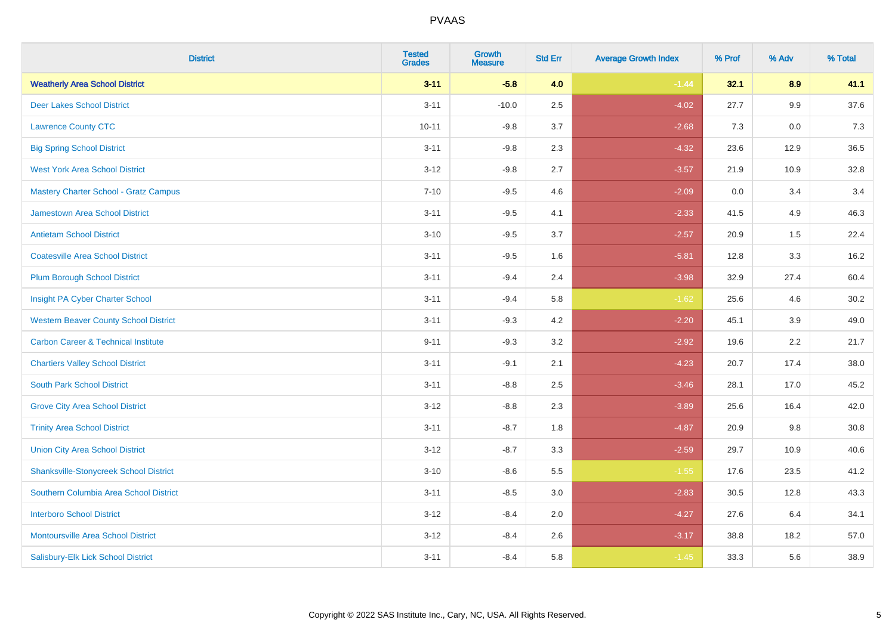| District | Tested Grades | Growth Measure | Std Err | Average Growth Index | % Prof | % Adv | % Total |
|---|---|---|---|---|---|---|---|
| **Weatherly Area School District** | **3-11** | **-5.8** | **4.0** | **-1.44** | **32.1** | **8.9** | **41.1** |
| Deer Lakes School District | 3-11 | -10.0 | 2.5 | -4.02 | 27.7 | 9.9 | 37.6 |
| Lawrence County CTC | 10-11 | -9.8 | 3.7 | -2.68 | 7.3 | 0.0 | 7.3 |
| Big Spring School District | 3-11 | -9.8 | 2.3 | -4.32 | 23.6 | 12.9 | 36.5 |
| West York Area School District | 3-12 | -9.8 | 2.7 | -3.57 | 21.9 | 10.9 | 32.8 |
| Mastery Charter School - Gratz Campus | 7-10 | -9.5 | 4.6 | -2.09 | 0.0 | 3.4 | 3.4 |
| Jamestown Area School District | 3-11 | -9.5 | 4.1 | -2.33 | 41.5 | 4.9 | 46.3 |
| Antietam School District | 3-10 | -9.5 | 3.7 | -2.57 | 20.9 | 1.5 | 22.4 |
| Coatesville Area School District | 3-11 | -9.5 | 1.6 | -5.81 | 12.8 | 3.3 | 16.2 |
| Plum Borough School District | 3-11 | -9.4 | 2.4 | -3.98 | 32.9 | 27.4 | 60.4 |
| Insight PA Cyber Charter School | 3-11 | -9.4 | 5.8 | -1.62 | 25.6 | 4.6 | 30.2 |
| Western Beaver County School District | 3-11 | -9.3 | 4.2 | -2.20 | 45.1 | 3.9 | 49.0 |
| Carbon Career & Technical Institute | 9-11 | -9.3 | 3.2 | -2.92 | 19.6 | 2.2 | 21.7 |
| Chartiers Valley School District | 3-11 | -9.1 | 2.1 | -4.23 | 20.7 | 17.4 | 38.0 |
| South Park School District | 3-11 | -8.8 | 2.5 | -3.46 | 28.1 | 17.0 | 45.2 |
| Grove City Area School District | 3-12 | -8.8 | 2.3 | -3.89 | 25.6 | 16.4 | 42.0 |
| Trinity Area School District | 3-11 | -8.7 | 1.8 | -4.87 | 20.9 | 9.8 | 30.8 |
| Union City Area School District | 3-12 | -8.7 | 3.3 | -2.59 | 29.7 | 10.9 | 40.6 |
| Shanksville-Stonycreek School District | 3-10 | -8.6 | 5.5 | -1.55 | 17.6 | 23.5 | 41.2 |
| Southern Columbia Area School District | 3-11 | -8.5 | 3.0 | -2.83 | 30.5 | 12.8 | 43.3 |
| Interboro School District | 3-12 | -8.4 | 2.0 | -4.27 | 27.6 | 6.4 | 34.1 |
| Montoursville Area School District | 3-12 | -8.4 | 2.6 | -3.17 | 38.8 | 18.2 | 57.0 |
| Salisbury-Elk Lick School District | 3-11 | -8.4 | 5.8 | -1.45 | 33.3 | 5.6 | 38.9 |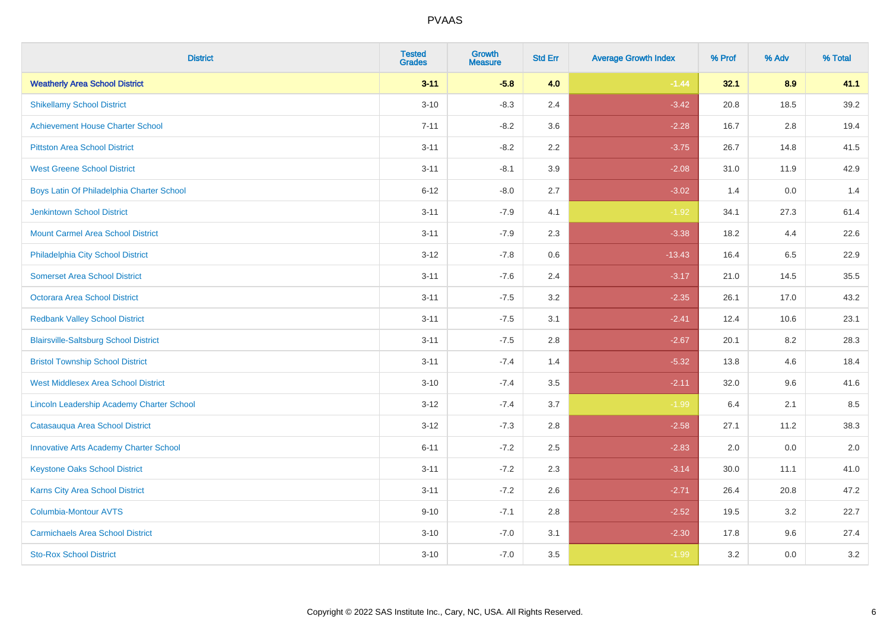PVAAS

| District | Tested Grades | Growth Measure | Std Err | Average Growth Index | % Prof | % Adv | % Total |
|---|---|---|---|---|---|---|---|
| **Weatherly Area School District** | **3-11** | **-5.8** | **4.0** | **-1.44** | **32.1** | **8.9** | **41.1** |
| Shikellamy School District | 3-10 | -8.3 | 2.4 | -3.42 | 20.8 | 18.5 | 39.2 |
| Achievement House Charter School | 7-11 | -8.2 | 3.6 | -2.28 | 16.7 | 2.8 | 19.4 |
| Pittston Area School District | 3-11 | -8.2 | 2.2 | -3.75 | 26.7 | 14.8 | 41.5 |
| West Greene School District | 3-11 | -8.1 | 3.9 | -2.08 | 31.0 | 11.9 | 42.9 |
| Boys Latin Of Philadelphia Charter School | 6-12 | -8.0 | 2.7 | -3.02 | 1.4 | 0.0 | 1.4 |
| Jenkintown School District | 3-11 | -7.9 | 4.1 | -1.92 | 34.1 | 27.3 | 61.4 |
| Mount Carmel Area School District | 3-11 | -7.9 | 2.3 | -3.38 | 18.2 | 4.4 | 22.6 |
| Philadelphia City School District | 3-12 | -7.8 | 0.6 | -13.43 | 16.4 | 6.5 | 22.9 |
| Somerset Area School District | 3-11 | -7.6 | 2.4 | -3.17 | 21.0 | 14.5 | 35.5 |
| Octorara Area School District | 3-11 | -7.5 | 3.2 | -2.35 | 26.1 | 17.0 | 43.2 |
| Redbank Valley School District | 3-11 | -7.5 | 3.1 | -2.41 | 12.4 | 10.6 | 23.1 |
| Blairsville-Saltsburg School District | 3-11 | -7.5 | 2.8 | -2.67 | 20.1 | 8.2 | 28.3 |
| Bristol Township School District | 3-11 | -7.4 | 1.4 | -5.32 | 13.8 | 4.6 | 18.4 |
| West Middlesex Area School District | 3-10 | -7.4 | 3.5 | -2.11 | 32.0 | 9.6 | 41.6 |
| Lincoln Leadership Academy Charter School | 3-12 | -7.4 | 3.7 | -1.99 | 6.4 | 2.1 | 8.5 |
| Catasauqua Area School District | 3-12 | -7.3 | 2.8 | -2.58 | 27.1 | 11.2 | 38.3 |
| Innovative Arts Academy Charter School | 6-11 | -7.2 | 2.5 | -2.83 | 2.0 | 0.0 | 2.0 |
| Keystone Oaks School District | 3-11 | -7.2 | 2.3 | -3.14 | 30.0 | 11.1 | 41.0 |
| Karns City Area School District | 3-11 | -7.2 | 2.6 | -2.71 | 26.4 | 20.8 | 47.2 |
| Columbia-Montour AVTS | 9-10 | -7.1 | 2.8 | -2.52 | 19.5 | 3.2 | 22.7 |
| Carmichaels Area School District | 3-10 | -7.0 | 3.1 | -2.30 | 17.8 | 9.6 | 27.4 |
| Sto-Rox School District | 3-10 | -7.0 | 3.5 | -1.99 | 3.2 | 0.0 | 3.2 |

Copyright © 2022 SAS Institute Inc., Cary, NC, USA. All Rights Reserved.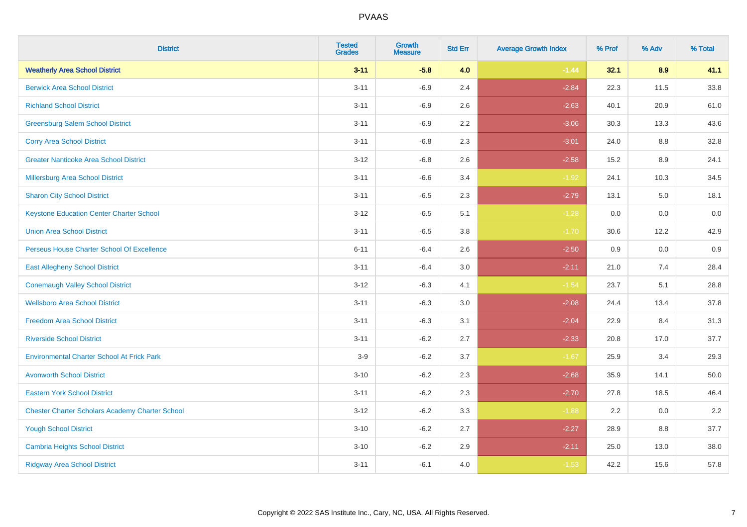| District | Tested Grades | Growth Measure | Std Err | Average Growth Index | % Prof | % Adv | % Total |
|---|---|---|---|---|---|---|---|
| **Weatherly Area School District** | **3-11** | **-5.8** | **4.0** | **-1.44** | **32.1** | **8.9** | **41.1** |
| Berwick Area School District | 3-11 | -6.9 | 2.4 | -2.84 | 22.3 | 11.5 | 33.8 |
| Richland School District | 3-11 | -6.9 | 2.6 | -2.63 | 40.1 | 20.9 | 61.0 |
| Greensburg Salem School District | 3-11 | -6.9 | 2.2 | -3.06 | 30.3 | 13.3 | 43.6 |
| Corry Area School District | 3-11 | -6.8 | 2.3 | -3.01 | 24.0 | 8.8 | 32.8 |
| Greater Nanticoke Area School District | 3-12 | -6.8 | 2.6 | -2.58 | 15.2 | 8.9 | 24.1 |
| Millersburg Area School District | 3-11 | -6.6 | 3.4 | -1.92 | 24.1 | 10.3 | 34.5 |
| Sharon City School District | 3-11 | -6.5 | 2.3 | -2.79 | 13.1 | 5.0 | 18.1 |
| Keystone Education Center Charter School | 3-12 | -6.5 | 5.1 | -1.28 | 0.0 | 0.0 | 0.0 |
| Union Area School District | 3-11 | -6.5 | 3.8 | -1.70 | 30.6 | 12.2 | 42.9 |
| Perseus House Charter School Of Excellence | 6-11 | -6.4 | 2.6 | -2.50 | 0.9 | 0.0 | 0.9 |
| East Allegheny School District | 3-11 | -6.4 | 3.0 | -2.11 | 21.0 | 7.4 | 28.4 |
| Conemaugh Valley School District | 3-12 | -6.3 | 4.1 | -1.54 | 23.7 | 5.1 | 28.8 |
| Wellsboro Area School District | 3-11 | -6.3 | 3.0 | -2.08 | 24.4 | 13.4 | 37.8 |
| Freedom Area School District | 3-11 | -6.3 | 3.1 | -2.04 | 22.9 | 8.4 | 31.3 |
| Riverside School District | 3-11 | -6.2 | 2.7 | -2.33 | 20.8 | 17.0 | 37.7 |
| Environmental Charter School At Frick Park | 3-9 | -6.2 | 3.7 | -1.67 | 25.9 | 3.4 | 29.3 |
| Avonworth School District | 3-10 | -6.2 | 2.3 | -2.68 | 35.9 | 14.1 | 50.0 |
| Eastern York School District | 3-11 | -6.2 | 2.3 | -2.70 | 27.8 | 18.5 | 46.4 |
| Chester Charter Scholars Academy Charter School | 3-12 | -6.2 | 3.3 | -1.88 | 2.2 | 0.0 | 2.2 |
| Yough School District | 3-10 | -6.2 | 2.7 | -2.27 | 28.9 | 8.8 | 37.7 |
| Cambria Heights School District | 3-10 | -6.2 | 2.9 | -2.11 | 25.0 | 13.0 | 38.0 |
| Ridgway Area School District | 3-11 | -6.1 | 4.0 | -1.53 | 42.2 | 15.6 | 57.8 |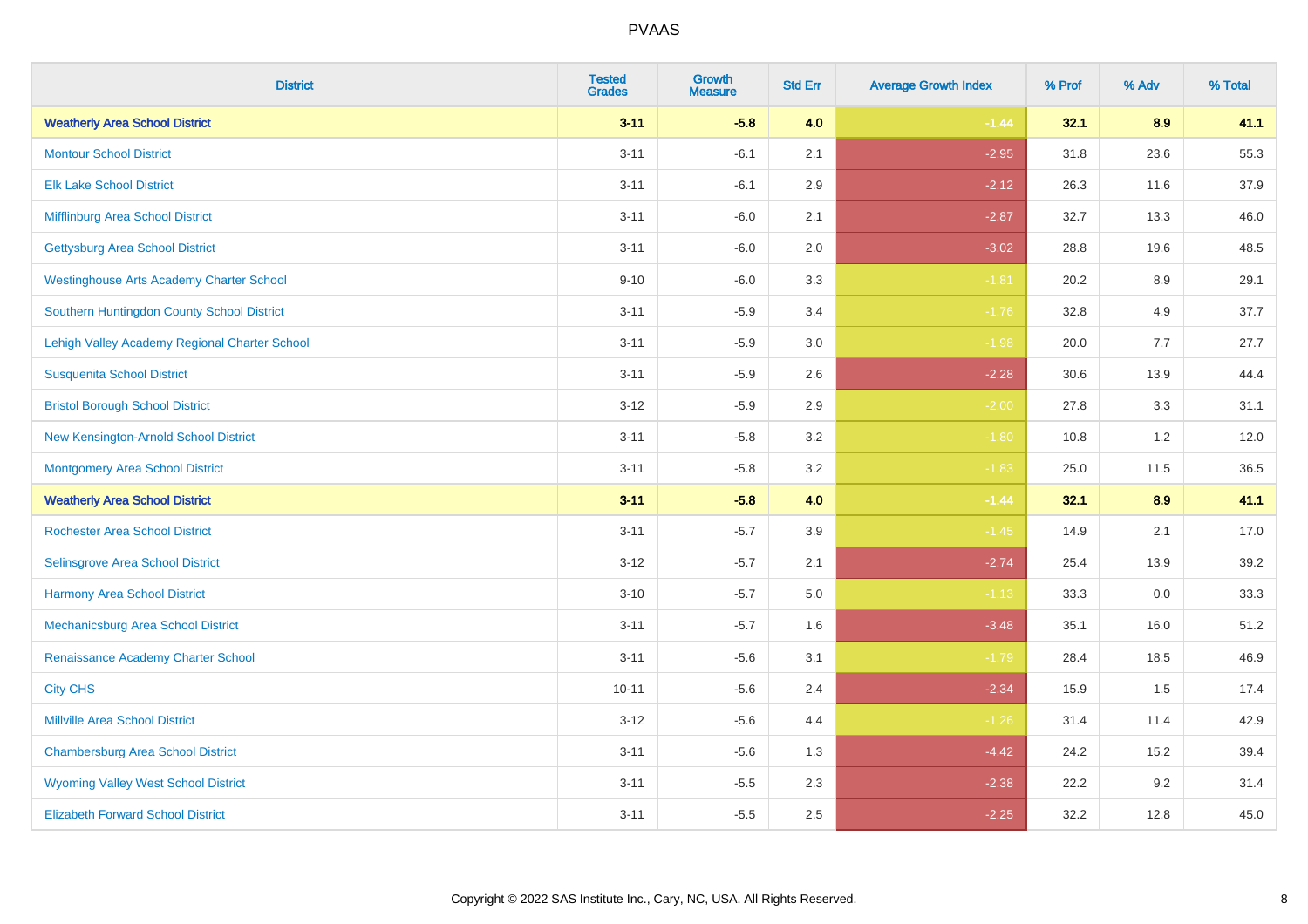# PVAAS

| District | Tested Grades | Growth Measure | Std Err | Average Growth Index | % Prof | % Adv | % Total |
|---|---|---|---|---|---|---|---|
| **Weatherly Area School District** | **3-11** | **-5.8** | **4.0** | **-1.44** | **32.1** | **8.9** | **41.1** |
| Montour School District | 3-11 | -6.1 | 2.1 | -2.95 | 31.8 | 23.6 | 55.3 |
| Elk Lake School District | 3-11 | -6.1 | 2.9 | -2.12 | 26.3 | 11.6 | 37.9 |
| Mifflinburg Area School District | 3-11 | -6.0 | 2.1 | -2.87 | 32.7 | 13.3 | 46.0 |
| Gettysburg Area School District | 3-11 | -6.0 | 2.0 | -3.02 | 28.8 | 19.6 | 48.5 |
| Westinghouse Arts Academy Charter School | 9-10 | -6.0 | 3.3 | -1.81 | 20.2 | 8.9 | 29.1 |
| Southern Huntingdon County School District | 3-11 | -5.9 | 3.4 | -1.76 | 32.8 | 4.9 | 37.7 |
| Lehigh Valley Academy Regional Charter School | 3-11 | -5.9 | 3.0 | -1.98 | 20.0 | 7.7 | 27.7 |
| Susquenita School District | 3-11 | -5.9 | 2.6 | -2.28 | 30.6 | 13.9 | 44.4 |
| Bristol Borough School District | 3-12 | -5.9 | 2.9 | -2.00 | 27.8 | 3.3 | 31.1 |
| New Kensington-Arnold School District | 3-11 | -5.8 | 3.2 | -1.80 | 10.8 | 1.2 | 12.0 |
| Montgomery Area School District | 3-11 | -5.8 | 3.2 | -1.83 | 25.0 | 11.5 | 36.5 |
| **Weatherly Area School District** | **3-11** | **-5.8** | **4.0** | **-1.44** | **32.1** | **8.9** | **41.1** |
| Rochester Area School District | 3-11 | -5.7 | 3.9 | -1.45 | 14.9 | 2.1 | 17.0 |
| Selinsgrove Area School District | 3-12 | -5.7 | 2.1 | -2.74 | 25.4 | 13.9 | 39.2 |
| Harmony Area School District | 3-10 | -5.7 | 5.0 | -1.13 | 33.3 | 0.0 | 33.3 |
| Mechanicsburg Area School District | 3-11 | -5.7 | 1.6 | -3.48 | 35.1 | 16.0 | 51.2 |
| Renaissance Academy Charter School | 3-11 | -5.6 | 3.1 | -1.79 | 28.4 | 18.5 | 46.9 |
| City CHS | 10-11 | -5.6 | 2.4 | -2.34 | 15.9 | 1.5 | 17.4 |
| Millville Area School District | 3-12 | -5.6 | 4.4 | -1.26 | 31.4 | 11.4 | 42.9 |
| Chambersburg Area School District | 3-11 | -5.6 | 1.3 | -4.42 | 24.2 | 15.2 | 39.4 |
| Wyoming Valley West School District | 3-11 | -5.5 | 2.3 | -2.38 | 22.2 | 9.2 | 31.4 |
| Elizabeth Forward School District | 3-11 | -5.5 | 2.5 | -2.25 | 32.2 | 12.8 | 45.0 |

Copyright © 2022 SAS Institute Inc., Cary, NC, USA. All Rights Reserved.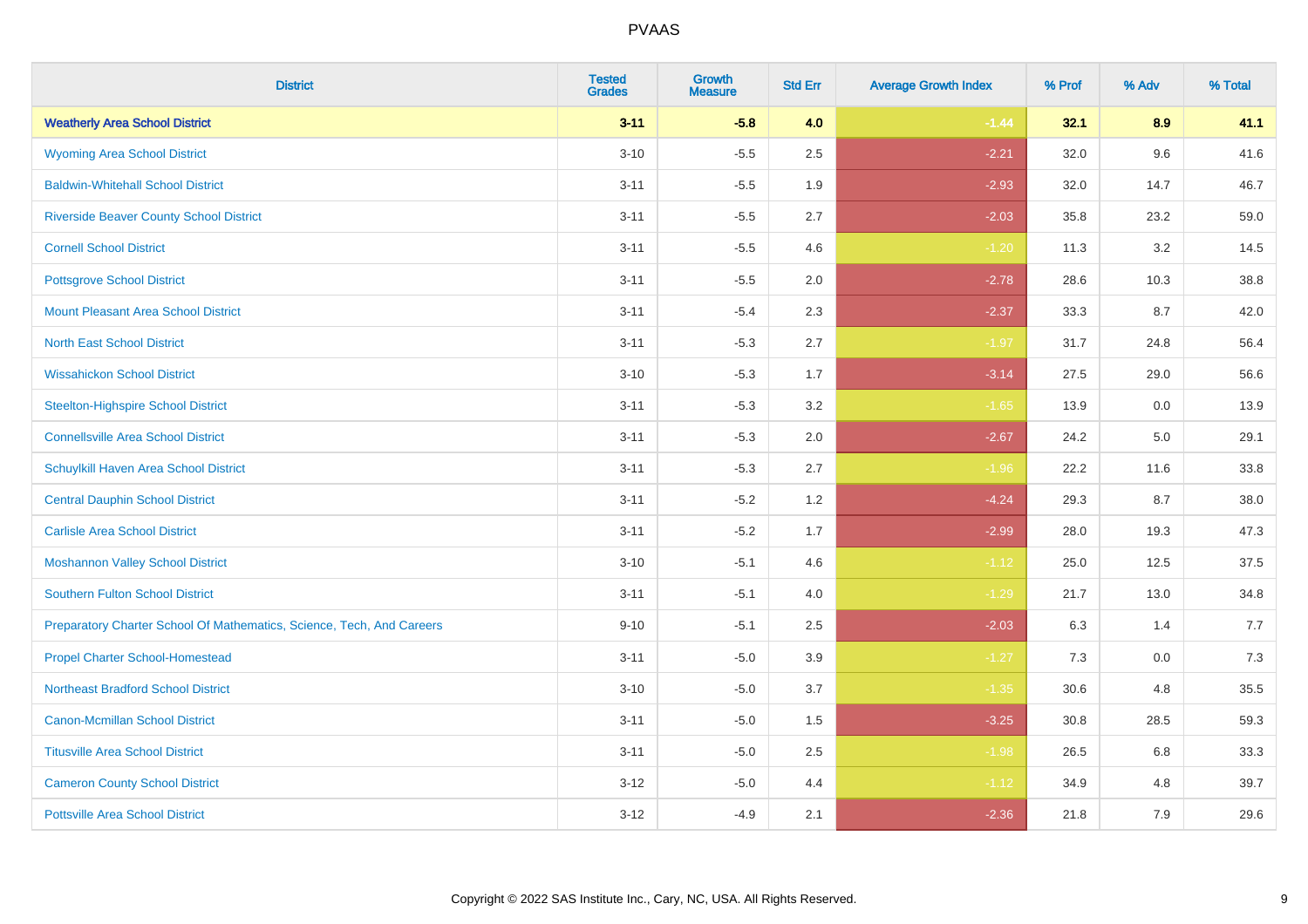# PVAAS

| District | Tested Grades | Growth Measure | Std Err | Average Growth Index | % Prof | % Adv | % Total |
|---|---|---|---|---|---|---|---|
| **Weatherly Area School District** | **3-11** | **-5.8** | **4.0** | **-1.44** | **32.1** | **8.9** | **41.1** |
| Wyoming Area School District | 3-10 | -5.5 | 2.5 | -2.21 | 32.0 | 9.6 | 41.6 |
| Baldwin-Whitehall School District | 3-11 | -5.5 | 1.9 | -2.93 | 32.0 | 14.7 | 46.7 |
| Riverside Beaver County School District | 3-11 | -5.5 | 2.7 | -2.03 | 35.8 | 23.2 | 59.0 |
| Cornell School District | 3-11 | -5.5 | 4.6 | -1.20 | 11.3 | 3.2 | 14.5 |
| Pottsgrove School District | 3-11 | -5.5 | 2.0 | -2.78 | 28.6 | 10.3 | 38.8 |
| Mount Pleasant Area School District | 3-11 | -5.4 | 2.3 | -2.37 | 33.3 | 8.7 | 42.0 |
| North East School District | 3-11 | -5.3 | 2.7 | -1.97 | 31.7 | 24.8 | 56.4 |
| Wissahickon School District | 3-10 | -5.3 | 1.7 | -3.14 | 27.5 | 29.0 | 56.6 |
| Steelton-Highspire School District | 3-11 | -5.3 | 3.2 | -1.65 | 13.9 | 0.0 | 13.9 |
| Connellsville Area School District | 3-11 | -5.3 | 2.0 | -2.67 | 24.2 | 5.0 | 29.1 |
| Schuylkill Haven Area School District | 3-11 | -5.3 | 2.7 | -1.96 | 22.2 | 11.6 | 33.8 |
| Central Dauphin School District | 3-11 | -5.2 | 1.2 | -4.24 | 29.3 | 8.7 | 38.0 |
| Carlisle Area School District | 3-11 | -5.2 | 1.7 | -2.99 | 28.0 | 19.3 | 47.3 |
| Moshannon Valley School District | 3-10 | -5.1 | 4.6 | -1.12 | 25.0 | 12.5 | 37.5 |
| Southern Fulton School District | 3-11 | -5.1 | 4.0 | -1.29 | 21.7 | 13.0 | 34.8 |
| Preparatory Charter School Of Mathematics, Science, Tech, And Careers | 9-10 | -5.1 | 2.5 | -2.03 | 6.3 | 1.4 | 7.7 |
| Propel Charter School-Homestead | 3-11 | -5.0 | 3.9 | -1.27 | 7.3 | 0.0 | 7.3 |
| Northeast Bradford School District | 3-10 | -5.0 | 3.7 | -1.35 | 30.6 | 4.8 | 35.5 |
| Canon-Mcmillan School District | 3-11 | -5.0 | 1.5 | -3.25 | 30.8 | 28.5 | 59.3 |
| Titusville Area School District | 3-11 | -5.0 | 2.5 | -1.98 | 26.5 | 6.8 | 33.3 |
| Cameron County School District | 3-12 | -5.0 | 4.4 | -1.12 | 34.9 | 4.8 | 39.7 |
| Pottsville Area School District | 3-12 | -4.9 | 2.1 | -2.36 | 21.8 | 7.9 | 29.6 |

Copyright © 2022 SAS Institute Inc., Cary, NC, USA. All Rights Reserved.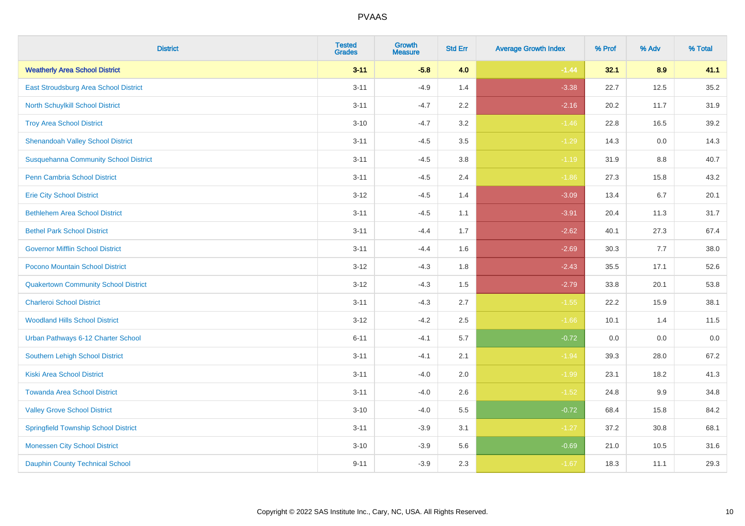PVAAS

| District | Tested Grades | Growth Measure | Std Err | Average Growth Index | % Prof | % Adv | % Total |
|---|---|---|---|---|---|---|---|
| **Weatherly Area School District** | **3-11** | **-5.8** | **4.0** | **-1.44** | **32.1** | **8.9** | **41.1** |
| East Stroudsburg Area School District | 3-11 | -4.9 | 1.4 | -3.38 | 22.7 | 12.5 | 35.2 |
| North Schuylkill School District | 3-11 | -4.7 | 2.2 | -2.16 | 20.2 | 11.7 | 31.9 |
| Troy Area School District | 3-10 | -4.7 | 3.2 | -1.46 | 22.8 | 16.5 | 39.2 |
| Shenandoah Valley School District | 3-11 | -4.5 | 3.5 | -1.29 | 14.3 | 0.0 | 14.3 |
| Susquehanna Community School District | 3-11 | -4.5 | 3.8 | -1.19 | 31.9 | 8.8 | 40.7 |
| Penn Cambria School District | 3-11 | -4.5 | 2.4 | -1.86 | 27.3 | 15.8 | 43.2 |
| Erie City School District | 3-12 | -4.5 | 1.4 | -3.09 | 13.4 | 6.7 | 20.1 |
| Bethlehem Area School District | 3-11 | -4.5 | 1.1 | -3.91 | 20.4 | 11.3 | 31.7 |
| Bethel Park School District | 3-11 | -4.4 | 1.7 | -2.62 | 40.1 | 27.3 | 67.4 |
| Governor Mifflin School District | 3-11 | -4.4 | 1.6 | -2.69 | 30.3 | 7.7 | 38.0 |
| Pocono Mountain School District | 3-12 | -4.3 | 1.8 | -2.43 | 35.5 | 17.1 | 52.6 |
| Quakertown Community School District | 3-12 | -4.3 | 1.5 | -2.79 | 33.8 | 20.1 | 53.8 |
| Charleroi School District | 3-11 | -4.3 | 2.7 | -1.55 | 22.2 | 15.9 | 38.1 |
| Woodland Hills School District | 3-12 | -4.2 | 2.5 | -1.66 | 10.1 | 1.4 | 11.5 |
| Urban Pathways 6-12 Charter School | 6-11 | -4.1 | 5.7 | -0.72 | 0.0 | 0.0 | 0.0 |
| Southern Lehigh School District | 3-11 | -4.1 | 2.1 | -1.94 | 39.3 | 28.0 | 67.2 |
| Kiski Area School District | 3-11 | -4.0 | 2.0 | -1.99 | 23.1 | 18.2 | 41.3 |
| Towanda Area School District | 3-11 | -4.0 | 2.6 | -1.52 | 24.8 | 9.9 | 34.8 |
| Valley Grove School District | 3-10 | -4.0 | 5.5 | -0.72 | 68.4 | 15.8 | 84.2 |
| Springfield Township School District | 3-11 | -3.9 | 3.1 | -1.27 | 37.2 | 30.8 | 68.1 |
| Monessen City School District | 3-10 | -3.9 | 5.6 | -0.69 | 21.0 | 10.5 | 31.6 |
| Dauphin County Technical School | 9-11 | -3.9 | 2.3 | -1.67 | 18.3 | 11.1 | 29.3 |

Copyright © 2022 SAS Institute Inc., Cary, NC, USA. All Rights Reserved.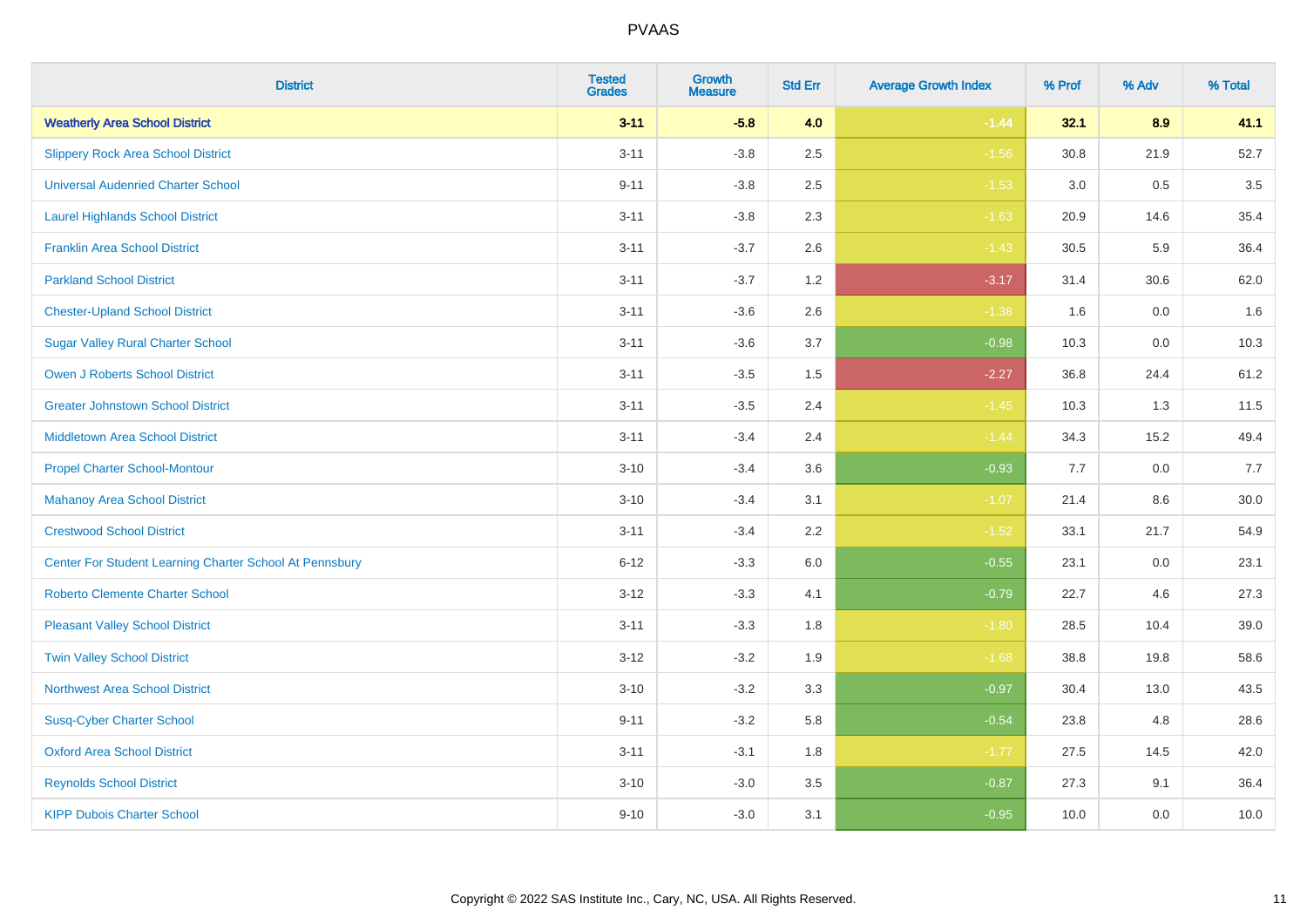| District | Tested Grades | Growth Measure | Std Err | Average Growth Index | % Prof | % Adv | % Total |
|---|---|---|---|---|---|---|---|
| **Weatherly Area School District** | **3-11** | **-5.8** | **4.0** | **-1.44** | **32.1** | **8.9** | **41.1** |
| Slippery Rock Area School District | 3-11 | -3.8 | 2.5 | -1.56 | 30.8 | 21.9 | 52.7 |
| Universal Audenried Charter School | 9-11 | -3.8 | 2.5 | -1.53 | 3.0 | 0.5 | 3.5 |
| Laurel Highlands School District | 3-11 | -3.8 | 2.3 | -1.63 | 20.9 | 14.6 | 35.4 |
| Franklin Area School District | 3-11 | -3.7 | 2.6 | -1.43 | 30.5 | 5.9 | 36.4 |
| Parkland School District | 3-11 | -3.7 | 1.2 | -3.17 | 31.4 | 30.6 | 62.0 |
| Chester-Upland School District | 3-11 | -3.6 | 2.6 | -1.38 | 1.6 | 0.0 | 1.6 |
| Sugar Valley Rural Charter School | 3-11 | -3.6 | 3.7 | -0.98 | 10.3 | 0.0 | 10.3 |
| Owen J Roberts School District | 3-11 | -3.5 | 1.5 | -2.27 | 36.8 | 24.4 | 61.2 |
| Greater Johnstown School District | 3-11 | -3.5 | 2.4 | -1.45 | 10.3 | 1.3 | 11.5 |
| Middletown Area School District | 3-11 | -3.4 | 2.4 | -1.44 | 34.3 | 15.2 | 49.4 |
| Propel Charter School-Montour | 3-10 | -3.4 | 3.6 | -0.93 | 7.7 | 0.0 | 7.7 |
| Mahanoy Area School District | 3-10 | -3.4 | 3.1 | -1.07 | 21.4 | 8.6 | 30.0 |
| Crestwood School District | 3-11 | -3.4 | 2.2 | -1.52 | 33.1 | 21.7 | 54.9 |
| Center For Student Learning Charter School At Pennsbury | 6-12 | -3.3 | 6.0 | -0.55 | 23.1 | 0.0 | 23.1 |
| Roberto Clemente Charter School | 3-12 | -3.3 | 4.1 | -0.79 | 22.7 | 4.6 | 27.3 |
| Pleasant Valley School District | 3-11 | -3.3 | 1.8 | -1.80 | 28.5 | 10.4 | 39.0 |
| Twin Valley School District | 3-12 | -3.2 | 1.9 | -1.68 | 38.8 | 19.8 | 58.6 |
| Northwest Area School District | 3-10 | -3.2 | 3.3 | -0.97 | 30.4 | 13.0 | 43.5 |
| Susq-Cyber Charter School | 9-11 | -3.2 | 5.8 | -0.54 | 23.8 | 4.8 | 28.6 |
| Oxford Area School District | 3-11 | -3.1 | 1.8 | -1.77 | 27.5 | 14.5 | 42.0 |
| Reynolds School District | 3-10 | -3.0 | 3.5 | -0.87 | 27.3 | 9.1 | 36.4 |
| KIPP Dubois Charter School | 9-10 | -3.0 | 3.1 | -0.95 | 10.0 | 0.0 | 10.0 |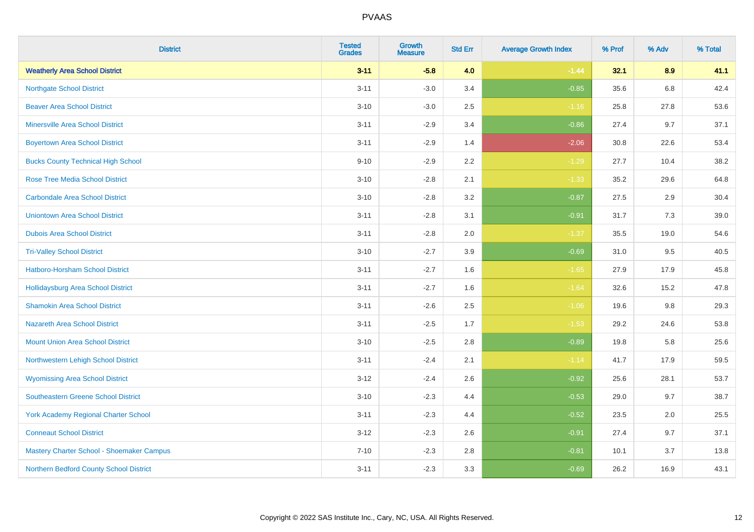# PVAAS

| District | Tested Grades | Growth Measure | Std Err | Average Growth Index | % Prof | % Adv | % Total |
|---|---|---|---|---|---|---|---|
| **Weatherly Area School District** | **3-11** | **-5.8** | **4.0** | **-1.44** | **32.1** | **8.9** | **41.1** |
| Northgate School District | 3-11 | -3.0 | 3.4 | -0.85 | 35.6 | 6.8 | 42.4 |
| Beaver Area School District | 3-10 | -3.0 | 2.5 | -1.16 | 25.8 | 27.8 | 53.6 |
| Minersville Area School District | 3-11 | -2.9 | 3.4 | -0.86 | 27.4 | 9.7 | 37.1 |
| Boyertown Area School District | 3-11 | -2.9 | 1.4 | -2.06 | 30.8 | 22.6 | 53.4 |
| Bucks County Technical High School | 9-10 | -2.9 | 2.2 | -1.29 | 27.7 | 10.4 | 38.2 |
| Rose Tree Media School District | 3-10 | -2.8 | 2.1 | -1.33 | 35.2 | 29.6 | 64.8 |
| Carbondale Area School District | 3-10 | -2.8 | 3.2 | -0.87 | 27.5 | 2.9 | 30.4 |
| Uniontown Area School District | 3-11 | -2.8 | 3.1 | -0.91 | 31.7 | 7.3 | 39.0 |
| Dubois Area School District | 3-11 | -2.8 | 2.0 | -1.37 | 35.5 | 19.0 | 54.6 |
| Tri-Valley School District | 3-10 | -2.7 | 3.9 | -0.69 | 31.0 | 9.5 | 40.5 |
| Hatboro-Horsham School District | 3-11 | -2.7 | 1.6 | -1.65 | 27.9 | 17.9 | 45.8 |
| Hollidaysburg Area School District | 3-11 | -2.7 | 1.6 | -1.64 | 32.6 | 15.2 | 47.8 |
| Shamokin Area School District | 3-11 | -2.6 | 2.5 | -1.06 | 19.6 | 9.8 | 29.3 |
| Nazareth Area School District | 3-11 | -2.5 | 1.7 | -1.53 | 29.2 | 24.6 | 53.8 |
| Mount Union Area School District | 3-10 | -2.5 | 2.8 | -0.89 | 19.8 | 5.8 | 25.6 |
| Northwestern Lehigh School District | 3-11 | -2.4 | 2.1 | -1.14 | 41.7 | 17.9 | 59.5 |
| Wyomissing Area School District | 3-12 | -2.4 | 2.6 | -0.92 | 25.6 | 28.1 | 53.7 |
| Southeastern Greene School District | 3-10 | -2.3 | 4.4 | -0.53 | 29.0 | 9.7 | 38.7 |
| York Academy Regional Charter School | 3-11 | -2.3 | 4.4 | -0.52 | 23.5 | 2.0 | 25.5 |
| Conneaut School District | 3-12 | -2.3 | 2.6 | -0.91 | 27.4 | 9.7 | 37.1 |
| Mastery Charter School - Shoemaker Campus | 7-10 | -2.3 | 2.8 | -0.81 | 10.1 | 3.7 | 13.8 |
| Northern Bedford County School District | 3-11 | -2.3 | 3.3 | -0.69 | 26.2 | 16.9 | 43.1 |

Copyright © 2022 SAS Institute Inc., Cary, NC, USA. All Rights Reserved.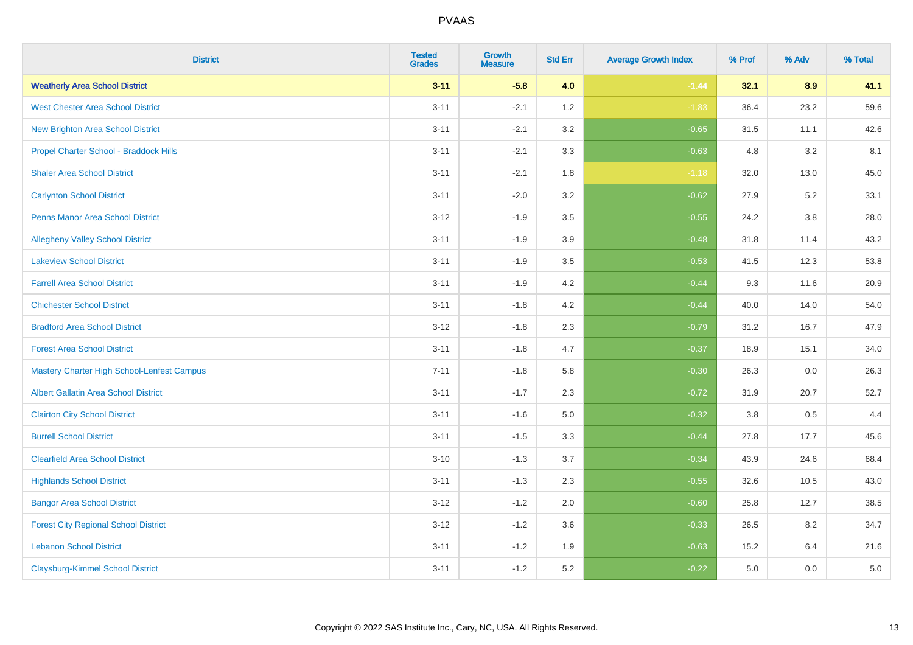| District | Tested Grades | Growth Measure | Std Err | Average Growth Index | % Prof | % Adv | % Total |
|---|---|---|---|---|---|---|---|
| **Weatherly Area School District** | **3-11** | **-5.8** | **4.0** | **-1.44** | **32.1** | **8.9** | **41.1** |
| West Chester Area School District | 3-11 | -2.1 | 1.2 | -1.83 | 36.4 | 23.2 | 59.6 |
| New Brighton Area School District | 3-11 | -2.1 | 3.2 | -0.65 | 31.5 | 11.1 | 42.6 |
| Propel Charter School - Braddock Hills | 3-11 | -2.1 | 3.3 | -0.63 | 4.8 | 3.2 | 8.1 |
| Shaler Area School District | 3-11 | -2.1 | 1.8 | -1.18 | 32.0 | 13.0 | 45.0 |
| Carlynton School District | 3-11 | -2.0 | 3.2 | -0.62 | 27.9 | 5.2 | 33.1 |
| Penns Manor Area School District | 3-12 | -1.9 | 3.5 | -0.55 | 24.2 | 3.8 | 28.0 |
| Allegheny Valley School District | 3-11 | -1.9 | 3.9 | -0.48 | 31.8 | 11.4 | 43.2 |
| Lakeview School District | 3-11 | -1.9 | 3.5 | -0.53 | 41.5 | 12.3 | 53.8 |
| Farrell Area School District | 3-11 | -1.9 | 4.2 | -0.44 | 9.3 | 11.6 | 20.9 |
| Chichester School District | 3-11 | -1.8 | 4.2 | -0.44 | 40.0 | 14.0 | 54.0 |
| Bradford Area School District | 3-12 | -1.8 | 2.3 | -0.79 | 31.2 | 16.7 | 47.9 |
| Forest Area School District | 3-11 | -1.8 | 4.7 | -0.37 | 18.9 | 15.1 | 34.0 |
| Mastery Charter High School-Lenfest Campus | 7-11 | -1.8 | 5.8 | -0.30 | 26.3 | 0.0 | 26.3 |
| Albert Gallatin Area School District | 3-11 | -1.7 | 2.3 | -0.72 | 31.9 | 20.7 | 52.7 |
| Clairton City School District | 3-11 | -1.6 | 5.0 | -0.32 | 3.8 | 0.5 | 4.4 |
| Burrell School District | 3-11 | -1.5 | 3.3 | -0.44 | 27.8 | 17.7 | 45.6 |
| Clearfield Area School District | 3-10 | -1.3 | 3.7 | -0.34 | 43.9 | 24.6 | 68.4 |
| Highlands School District | 3-11 | -1.3 | 2.3 | -0.55 | 32.6 | 10.5 | 43.0 |
| Bangor Area School District | 3-12 | -1.2 | 2.0 | -0.60 | 25.8 | 12.7 | 38.5 |
| Forest City Regional School District | 3-12 | -1.2 | 3.6 | -0.33 | 26.5 | 8.2 | 34.7 |
| Lebanon School District | 3-11 | -1.2 | 1.9 | -0.63 | 15.2 | 6.4 | 21.6 |
| Claysburg-Kimmel School District | 3-11 | -1.2 | 5.2 | -0.22 | 5.0 | 0.0 | 5.0 |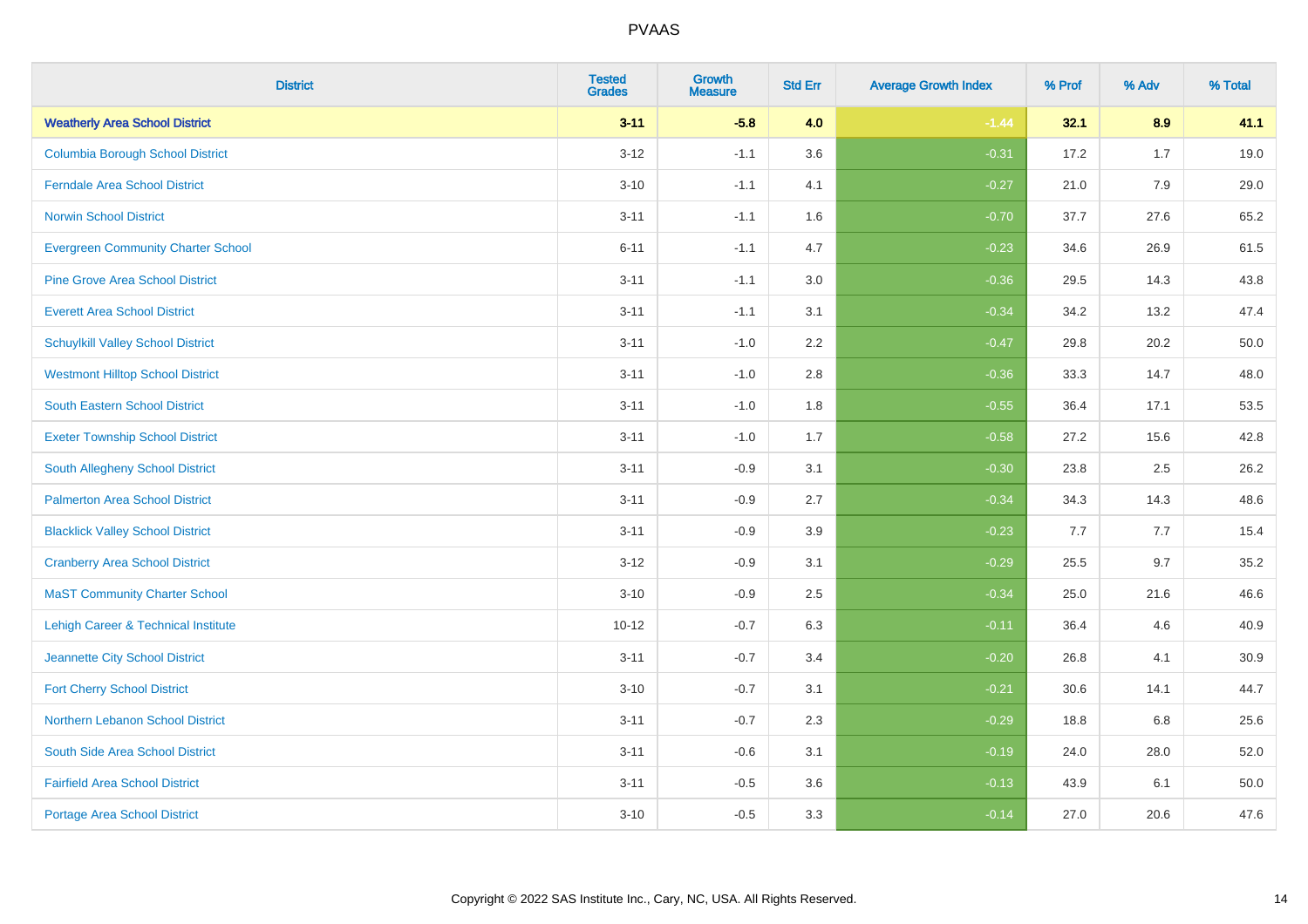# PVAAS

| District | Tested Grades | Growth Measure | Std Err | Average Growth Index | % Prof | % Adv | % Total |
|---|---|---|---|---|---|---|---|
| **Weatherly Area School District** | **3-11** | **-5.8** | **4.0** | **-1.44** | **32.1** | **8.9** | **41.1** |
| Columbia Borough School District | 3-12 | -1.1 | 3.6 | -0.31 | 17.2 | 1.7 | 19.0 |
| Ferndale Area School District | 3-10 | -1.1 | 4.1 | -0.27 | 21.0 | 7.9 | 29.0 |
| Norwin School District | 3-11 | -1.1 | 1.6 | -0.70 | 37.7 | 27.6 | 65.2 |
| Evergreen Community Charter School | 6-11 | -1.1 | 4.7 | -0.23 | 34.6 | 26.9 | 61.5 |
| Pine Grove Area School District | 3-11 | -1.1 | 3.0 | -0.36 | 29.5 | 14.3 | 43.8 |
| Everett Area School District | 3-11 | -1.1 | 3.1 | -0.34 | 34.2 | 13.2 | 47.4 |
| Schuylkill Valley School District | 3-11 | -1.0 | 2.2 | -0.47 | 29.8 | 20.2 | 50.0 |
| Westmont Hilltop School District | 3-11 | -1.0 | 2.8 | -0.36 | 33.3 | 14.7 | 48.0 |
| South Eastern School District | 3-11 | -1.0 | 1.8 | -0.55 | 36.4 | 17.1 | 53.5 |
| Exeter Township School District | 3-11 | -1.0 | 1.7 | -0.58 | 27.2 | 15.6 | 42.8 |
| South Allegheny School District | 3-11 | -0.9 | 3.1 | -0.30 | 23.8 | 2.5 | 26.2 |
| Palmerton Area School District | 3-11 | -0.9 | 2.7 | -0.34 | 34.3 | 14.3 | 48.6 |
| Blacklick Valley School District | 3-11 | -0.9 | 3.9 | -0.23 | 7.7 | 7.7 | 15.4 |
| Cranberry Area School District | 3-12 | -0.9 | 3.1 | -0.29 | 25.5 | 9.7 | 35.2 |
| MaST Community Charter School | 3-10 | -0.9 | 2.5 | -0.34 | 25.0 | 21.6 | 46.6 |
| Lehigh Career & Technical Institute | 10-12 | -0.7 | 6.3 | -0.11 | 36.4 | 4.6 | 40.9 |
| Jeannette City School District | 3-11 | -0.7 | 3.4 | -0.20 | 26.8 | 4.1 | 30.9 |
| Fort Cherry School District | 3-10 | -0.7 | 3.1 | -0.21 | 30.6 | 14.1 | 44.7 |
| Northern Lebanon School District | 3-11 | -0.7 | 2.3 | -0.29 | 18.8 | 6.8 | 25.6 |
| South Side Area School District | 3-11 | -0.6 | 3.1 | -0.19 | 24.0 | 28.0 | 52.0 |
| Fairfield Area School District | 3-11 | -0.5 | 3.6 | -0.13 | 43.9 | 6.1 | 50.0 |
| Portage Area School District | 3-10 | -0.5 | 3.3 | -0.14 | 27.0 | 20.6 | 47.6 |

Copyright © 2022 SAS Institute Inc., Cary, NC, USA. All Rights Reserved.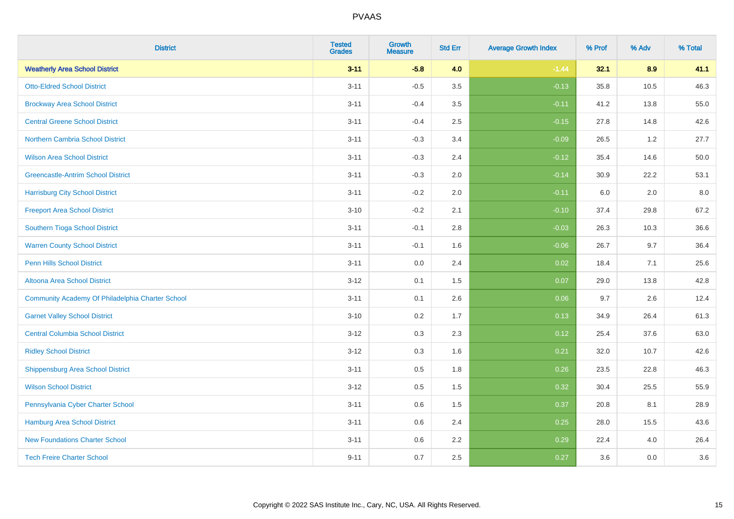# PVAAS

| District | Tested Grades | Growth Measure | Std Err | Average Growth Index | % Prof | % Adv | % Total |
|---|---|---|---|---|---|---|---|
| **Weatherly Area School District** | **3-11** | **-5.8** | **4.0** | **-1.44** | **32.1** | **8.9** | **41.1** |
| Otto-Eldred School District | 3-11 | -0.5 | 3.5 | -0.13 | 35.8 | 10.5 | 46.3 |
| Brockway Area School District | 3-11 | -0.4 | 3.5 | -0.11 | 41.2 | 13.8 | 55.0 |
| Central Greene School District | 3-11 | -0.4 | 2.5 | -0.15 | 27.8 | 14.8 | 42.6 |
| Northern Cambria School District | 3-11 | -0.3 | 3.4 | -0.09 | 26.5 | 1.2 | 27.7 |
| Wilson Area School District | 3-11 | -0.3 | 2.4 | -0.12 | 35.4 | 14.6 | 50.0 |
| Greencastle-Antrim School District | 3-11 | -0.3 | 2.0 | -0.14 | 30.9 | 22.2 | 53.1 |
| Harrisburg City School District | 3-11 | -0.2 | 2.0 | -0.11 | 6.0 | 2.0 | 8.0 |
| Freeport Area School District | 3-10 | -0.2 | 2.1 | -0.10 | 37.4 | 29.8 | 67.2 |
| Southern Tioga School District | 3-11 | -0.1 | 2.8 | -0.03 | 26.3 | 10.3 | 36.6 |
| Warren County School District | 3-11 | -0.1 | 1.6 | -0.06 | 26.7 | 9.7 | 36.4 |
| Penn Hills School District | 3-11 | 0.0 | 2.4 | 0.02 | 18.4 | 7.1 | 25.6 |
| Altoona Area School District | 3-12 | 0.1 | 1.5 | 0.07 | 29.0 | 13.8 | 42.8 |
| Community Academy Of Philadelphia Charter School | 3-11 | 0.1 | 2.6 | 0.06 | 9.7 | 2.6 | 12.4 |
| Garnet Valley School District | 3-10 | 0.2 | 1.7 | 0.13 | 34.9 | 26.4 | 61.3 |
| Central Columbia School District | 3-12 | 0.3 | 2.3 | 0.12 | 25.4 | 37.6 | 63.0 |
| Ridley School District | 3-12 | 0.3 | 1.6 | 0.21 | 32.0 | 10.7 | 42.6 |
| Shippensburg Area School District | 3-11 | 0.5 | 1.8 | 0.26 | 23.5 | 22.8 | 46.3 |
| Wilson School District | 3-12 | 0.5 | 1.5 | 0.32 | 30.4 | 25.5 | 55.9 |
| Pennsylvania Cyber Charter School | 3-11 | 0.6 | 1.5 | 0.37 | 20.8 | 8.1 | 28.9 |
| Hamburg Area School District | 3-11 | 0.6 | 2.4 | 0.25 | 28.0 | 15.5 | 43.6 |
| New Foundations Charter School | 3-11 | 0.6 | 2.2 | 0.29 | 22.4 | 4.0 | 26.4 |
| Tech Freire Charter School | 9-11 | 0.7 | 2.5 | 0.27 | 3.6 | 0.0 | 3.6 |

Copyright © 2022 SAS Institute Inc., Cary, NC, USA. All Rights Reserved.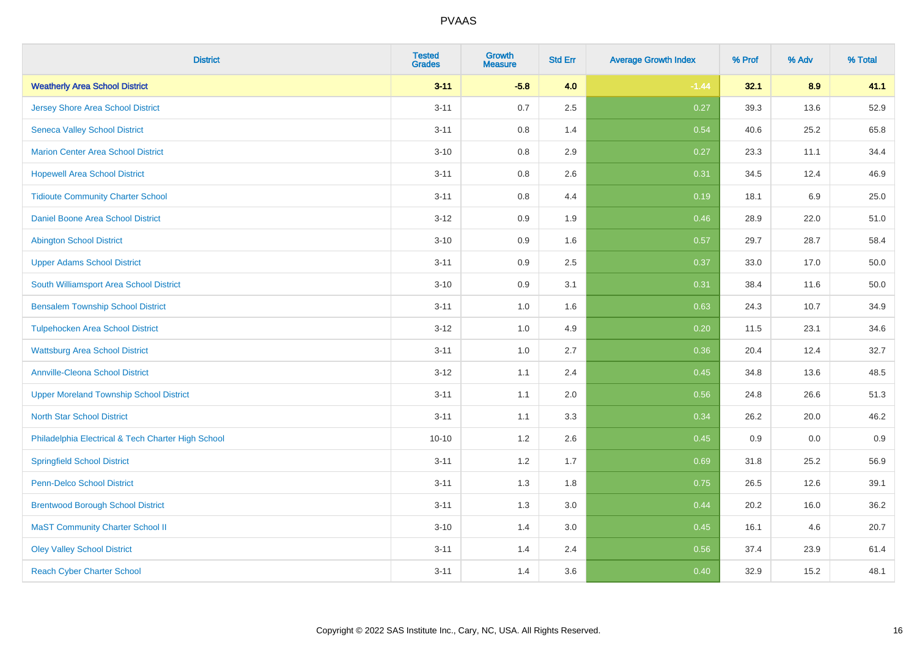# PVAAS

| District | Tested Grades | Growth Measure | Std Err | Average Growth Index | % Prof | % Adv | % Total |
|---|---|---|---|---|---|---|---|
| **Weatherly Area School District** | **3-11** | **-5.8** | **4.0** | **-1.44** | **32.1** | **8.9** | **41.1** |
| Jersey Shore Area School District | 3-11 | 0.7 | 2.5 | 0.27 | 39.3 | 13.6 | 52.9 |
| Seneca Valley School District | 3-11 | 0.8 | 1.4 | 0.54 | 40.6 | 25.2 | 65.8 |
| Marion Center Area School District | 3-10 | 0.8 | 2.9 | 0.27 | 23.3 | 11.1 | 34.4 |
| Hopewell Area School District | 3-11 | 0.8 | 2.6 | 0.31 | 34.5 | 12.4 | 46.9 |
| Tidioute Community Charter School | 3-11 | 0.8 | 4.4 | 0.19 | 18.1 | 6.9 | 25.0 |
| Daniel Boone Area School District | 3-12 | 0.9 | 1.9 | 0.46 | 28.9 | 22.0 | 51.0 |
| Abington School District | 3-10 | 0.9 | 1.6 | 0.57 | 29.7 | 28.7 | 58.4 |
| Upper Adams School District | 3-11 | 0.9 | 2.5 | 0.37 | 33.0 | 17.0 | 50.0 |
| South Williamsport Area School District | 3-10 | 0.9 | 3.1 | 0.31 | 38.4 | 11.6 | 50.0 |
| Bensalem Township School District | 3-11 | 1.0 | 1.6 | 0.63 | 24.3 | 10.7 | 34.9 |
| Tulpehocken Area School District | 3-12 | 1.0 | 4.9 | 0.20 | 11.5 | 23.1 | 34.6 |
| Wattsburg Area School District | 3-11 | 1.0 | 2.7 | 0.36 | 20.4 | 12.4 | 32.7 |
| Annville-Cleona School District | 3-12 | 1.1 | 2.4 | 0.45 | 34.8 | 13.6 | 48.5 |
| Upper Moreland Township School District | 3-11 | 1.1 | 2.0 | 0.56 | 24.8 | 26.6 | 51.3 |
| North Star School District | 3-11 | 1.1 | 3.3 | 0.34 | 26.2 | 20.0 | 46.2 |
| Philadelphia Electrical & Tech Charter High School | 10-10 | 1.2 | 2.6 | 0.45 | 0.9 | 0.0 | 0.9 |
| Springfield School District | 3-11 | 1.2 | 1.7 | 0.69 | 31.8 | 25.2 | 56.9 |
| Penn-Delco School District | 3-11 | 1.3 | 1.8 | 0.75 | 26.5 | 12.6 | 39.1 |
| Brentwood Borough School District | 3-11 | 1.3 | 3.0 | 0.44 | 20.2 | 16.0 | 36.2 |
| MaST Community Charter School II | 3-10 | 1.4 | 3.0 | 0.45 | 16.1 | 4.6 | 20.7 |
| Oley Valley School District | 3-11 | 1.4 | 2.4 | 0.56 | 37.4 | 23.9 | 61.4 |
| Reach Cyber Charter School | 3-11 | 1.4 | 3.6 | 0.40 | 32.9 | 15.2 | 48.1 |

Copyright © 2022 SAS Institute Inc., Cary, NC, USA. All Rights Reserved.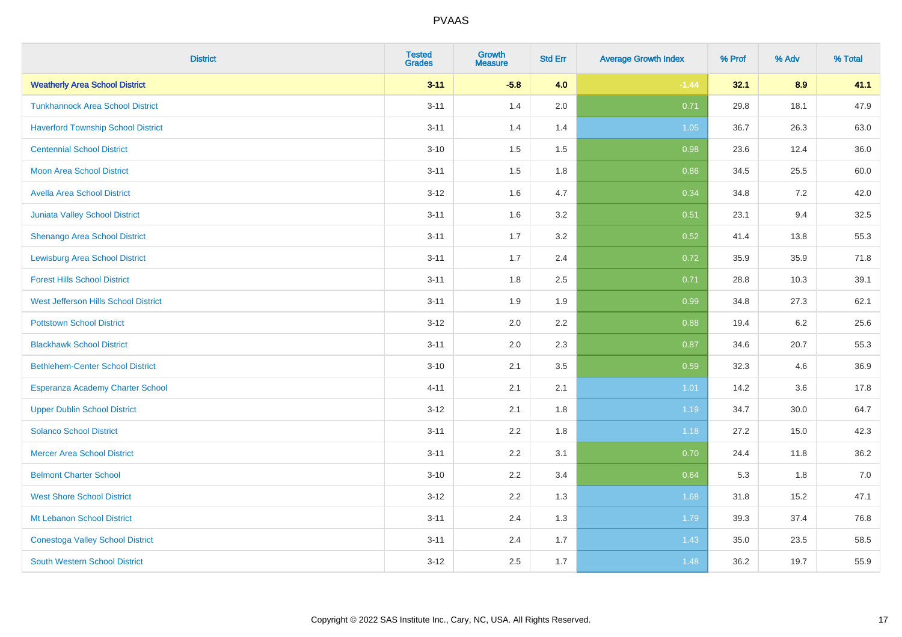| District | Tested Grades | Growth Measure | Std Err | Average Growth Index | % Prof | % Adv | % Total |
|---|---|---|---|---|---|---|---|
| **Weatherly Area School District** | **3-11** | **-5.8** | **4.0** | **-1.44** | **32.1** | **8.9** | **41.1** |
| Tunkhannock Area School District | 3-11 | 1.4 | 2.0 | 0.71 | 29.8 | 18.1 | 47.9 |
| Haverford Township School District | 3-11 | 1.4 | 1.4 | 1.05 | 36.7 | 26.3 | 63.0 |
| Centennial School District | 3-10 | 1.5 | 1.5 | 0.98 | 23.6 | 12.4 | 36.0 |
| Moon Area School District | 3-11 | 1.5 | 1.8 | 0.86 | 34.5 | 25.5 | 60.0 |
| Avella Area School District | 3-12 | 1.6 | 4.7 | 0.34 | 34.8 | 7.2 | 42.0 |
| Juniata Valley School District | 3-11 | 1.6 | 3.2 | 0.51 | 23.1 | 9.4 | 32.5 |
| Shenango Area School District | 3-11 | 1.7 | 3.2 | 0.52 | 41.4 | 13.8 | 55.3 |
| Lewisburg Area School District | 3-11 | 1.7 | 2.4 | 0.72 | 35.9 | 35.9 | 71.8 |
| Forest Hills School District | 3-11 | 1.8 | 2.5 | 0.71 | 28.8 | 10.3 | 39.1 |
| West Jefferson Hills School District | 3-11 | 1.9 | 1.9 | 0.99 | 34.8 | 27.3 | 62.1 |
| Pottstown School District | 3-12 | 2.0 | 2.2 | 0.88 | 19.4 | 6.2 | 25.6 |
| Blackhawk School District | 3-11 | 2.0 | 2.3 | 0.87 | 34.6 | 20.7 | 55.3 |
| Bethlehem-Center School District | 3-10 | 2.1 | 3.5 | 0.59 | 32.3 | 4.6 | 36.9 |
| Esperanza Academy Charter School | 4-11 | 2.1 | 2.1 | 1.01 | 14.2 | 3.6 | 17.8 |
| Upper Dublin School District | 3-12 | 2.1 | 1.8 | 1.19 | 34.7 | 30.0 | 64.7 |
| Solanco School District | 3-11 | 2.2 | 1.8 | 1.18 | 27.2 | 15.0 | 42.3 |
| Mercer Area School District | 3-11 | 2.2 | 3.1 | 0.70 | 24.4 | 11.8 | 36.2 |
| Belmont Charter School | 3-10 | 2.2 | 3.4 | 0.64 | 5.3 | 1.8 | 7.0 |
| West Shore School District | 3-12 | 2.2 | 1.3 | 1.68 | 31.8 | 15.2 | 47.1 |
| Mt Lebanon School District | 3-11 | 2.4 | 1.3 | 1.79 | 39.3 | 37.4 | 76.8 |
| Conestoga Valley School District | 3-11 | 2.4 | 1.7 | 1.43 | 35.0 | 23.5 | 58.5 |
| South Western School District | 3-12 | 2.5 | 1.7 | 1.48 | 36.2 | 19.7 | 55.9 |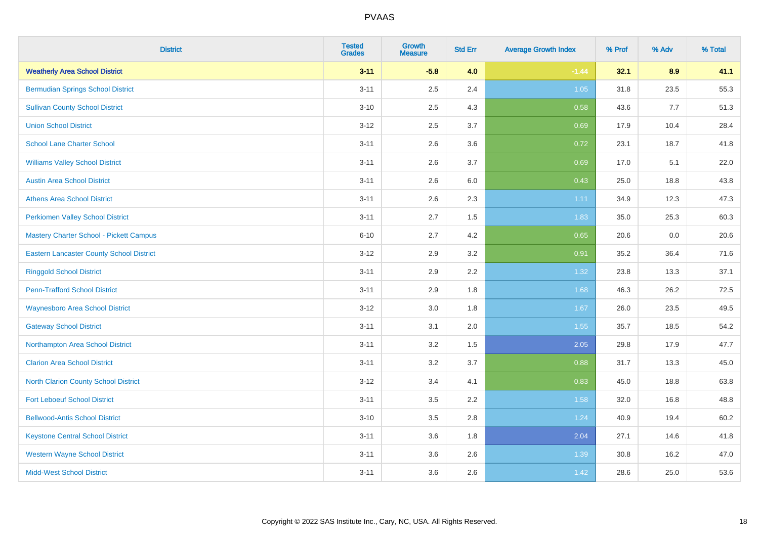# PVAAS

| District | Tested Grades | Growth Measure | Std Err | Average Growth Index | % Prof | % Adv | % Total |
|---|---|---|---|---|---|---|---|
| **Weatherly Area School District** | **3-11** | **-5.8** | **4.0** | **-1.44** | **32.1** | **8.9** | **41.1** |
| Bermudian Springs School District | 3-11 | 2.5 | 2.4 | 1.05 | 31.8 | 23.5 | 55.3 |
| Sullivan County School District | 3-10 | 2.5 | 4.3 | 0.58 | 43.6 | 7.7 | 51.3 |
| Union School District | 3-12 | 2.5 | 3.7 | 0.69 | 17.9 | 10.4 | 28.4 |
| School Lane Charter School | 3-11 | 2.6 | 3.6 | 0.72 | 23.1 | 18.7 | 41.8 |
| Williams Valley School District | 3-11 | 2.6 | 3.7 | 0.69 | 17.0 | 5.1 | 22.0 |
| Austin Area School District | 3-11 | 2.6 | 6.0 | 0.43 | 25.0 | 18.8 | 43.8 |
| Athens Area School District | 3-11 | 2.6 | 2.3 | 1.11 | 34.9 | 12.3 | 47.3 |
| Perkiomen Valley School District | 3-11 | 2.7 | 1.5 | 1.83 | 35.0 | 25.3 | 60.3 |
| Mastery Charter School - Pickett Campus | 6-10 | 2.7 | 4.2 | 0.65 | 20.6 | 0.0 | 20.6 |
| Eastern Lancaster County School District | 3-12 | 2.9 | 3.2 | 0.91 | 35.2 | 36.4 | 71.6 |
| Ringgold School District | 3-11 | 2.9 | 2.2 | 1.32 | 23.8 | 13.3 | 37.1 |
| Penn-Trafford School District | 3-11 | 2.9 | 1.8 | 1.68 | 46.3 | 26.2 | 72.5 |
| Waynesboro Area School District | 3-12 | 3.0 | 1.8 | 1.67 | 26.0 | 23.5 | 49.5 |
| Gateway School District | 3-11 | 3.1 | 2.0 | 1.55 | 35.7 | 18.5 | 54.2 |
| Northampton Area School District | 3-11 | 3.2 | 1.5 | 2.05 | 29.8 | 17.9 | 47.7 |
| Clarion Area School District | 3-11 | 3.2 | 3.7 | 0.88 | 31.7 | 13.3 | 45.0 |
| North Clarion County School District | 3-12 | 3.4 | 4.1 | 0.83 | 45.0 | 18.8 | 63.8 |
| Fort Leboeuf School District | 3-11 | 3.5 | 2.2 | 1.58 | 32.0 | 16.8 | 48.8 |
| Bellwood-Antis School District | 3-10 | 3.5 | 2.8 | 1.24 | 40.9 | 19.4 | 60.2 |
| Keystone Central School District | 3-11 | 3.6 | 1.8 | 2.04 | 27.1 | 14.6 | 41.8 |
| Western Wayne School District | 3-11 | 3.6 | 2.6 | 1.39 | 30.8 | 16.2 | 47.0 |
| Midd-West School District | 3-11 | 3.6 | 2.6 | 1.42 | 28.6 | 25.0 | 53.6 |

Copyright © 2022 SAS Institute Inc., Cary, NC, USA. All Rights Reserved.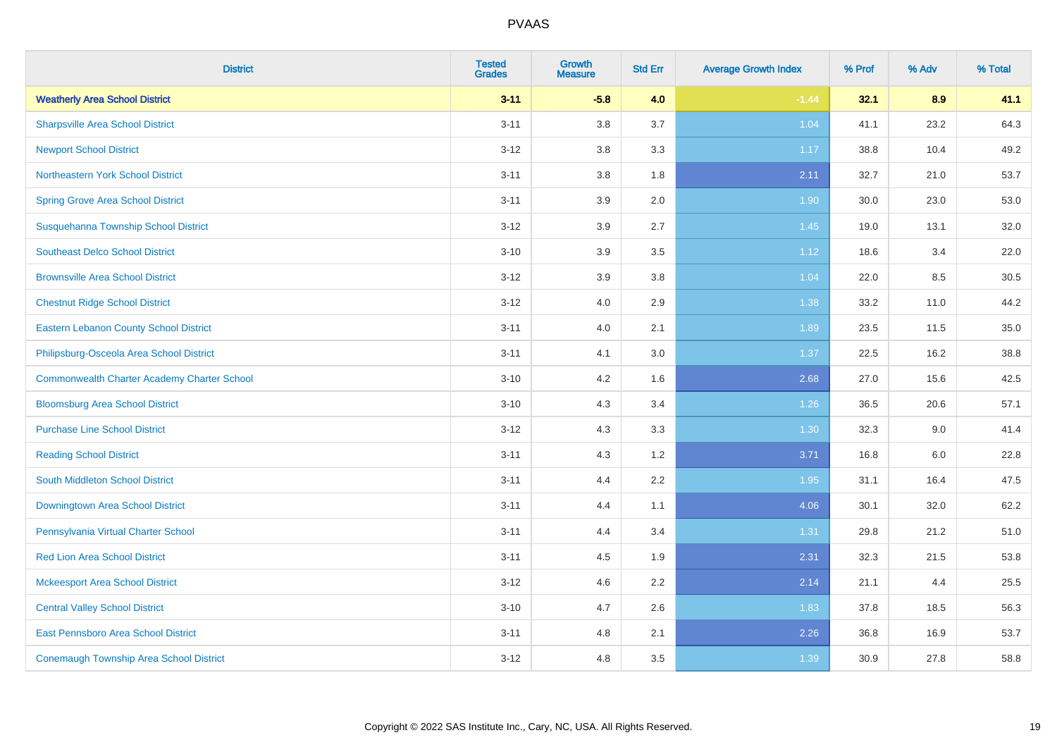# PVAAS

| District | Tested Grades | Growth Measure | Std Err | Average Growth Index | % Prof | % Adv | % Total |
|---|---|---|---|---|---|---|---|
| **Weatherly Area School District** | **3-11** | **-5.8** | **4.0** | **-1.44** | **32.1** | **8.9** | **41.1** |
| Sharpsville Area School District | 3-11 | 3.8 | 3.7 | 1.04 | 41.1 | 23.2 | 64.3 |
| Newport School District | 3-12 | 3.8 | 3.3 | 1.17 | 38.8 | 10.4 | 49.2 |
| Northeastern York School District | 3-11 | 3.8 | 1.8 | 2.11 | 32.7 | 21.0 | 53.7 |
| Spring Grove Area School District | 3-11 | 3.9 | 2.0 | 1.90 | 30.0 | 23.0 | 53.0 |
| Susquehanna Township School District | 3-12 | 3.9 | 2.7 | 1.45 | 19.0 | 13.1 | 32.0 |
| Southeast Delco School District | 3-10 | 3.9 | 3.5 | 1.12 | 18.6 | 3.4 | 22.0 |
| Brownsville Area School District | 3-12 | 3.9 | 3.8 | 1.04 | 22.0 | 8.5 | 30.5 |
| Chestnut Ridge School District | 3-12 | 4.0 | 2.9 | 1.38 | 33.2 | 11.0 | 44.2 |
| Eastern Lebanon County School District | 3-11 | 4.0 | 2.1 | 1.89 | 23.5 | 11.5 | 35.0 |
| Philipsburg-Osceola Area School District | 3-11 | 4.1 | 3.0 | 1.37 | 22.5 | 16.2 | 38.8 |
| Commonwealth Charter Academy Charter School | 3-10 | 4.2 | 1.6 | 2.68 | 27.0 | 15.6 | 42.5 |
| Bloomsburg Area School District | 3-10 | 4.3 | 3.4 | 1.26 | 36.5 | 20.6 | 57.1 |
| Purchase Line School District | 3-12 | 4.3 | 3.3 | 1.30 | 32.3 | 9.0 | 41.4 |
| Reading School District | 3-11 | 4.3 | 1.2 | 3.71 | 16.8 | 6.0 | 22.8 |
| South Middleton School District | 3-11 | 4.4 | 2.2 | 1.95 | 31.1 | 16.4 | 47.5 |
| Downingtown Area School District | 3-11 | 4.4 | 1.1 | 4.06 | 30.1 | 32.0 | 62.2 |
| Pennsylvania Virtual Charter School | 3-11 | 4.4 | 3.4 | 1.31 | 29.8 | 21.2 | 51.0 |
| Red Lion Area School District | 3-11 | 4.5 | 1.9 | 2.31 | 32.3 | 21.5 | 53.8 |
| Mckeesport Area School District | 3-12 | 4.6 | 2.2 | 2.14 | 21.1 | 4.4 | 25.5 |
| Central Valley School District | 3-10 | 4.7 | 2.6 | 1.83 | 37.8 | 18.5 | 56.3 |
| East Pennsboro Area School District | 3-11 | 4.8 | 2.1 | 2.26 | 36.8 | 16.9 | 53.7 |
| Conemaugh Township Area School District | 3-12 | 4.8 | 3.5 | 1.39 | 30.9 | 27.8 | 58.8 |

Copyright © 2022 SAS Institute Inc., Cary, NC, USA. All Rights Reserved.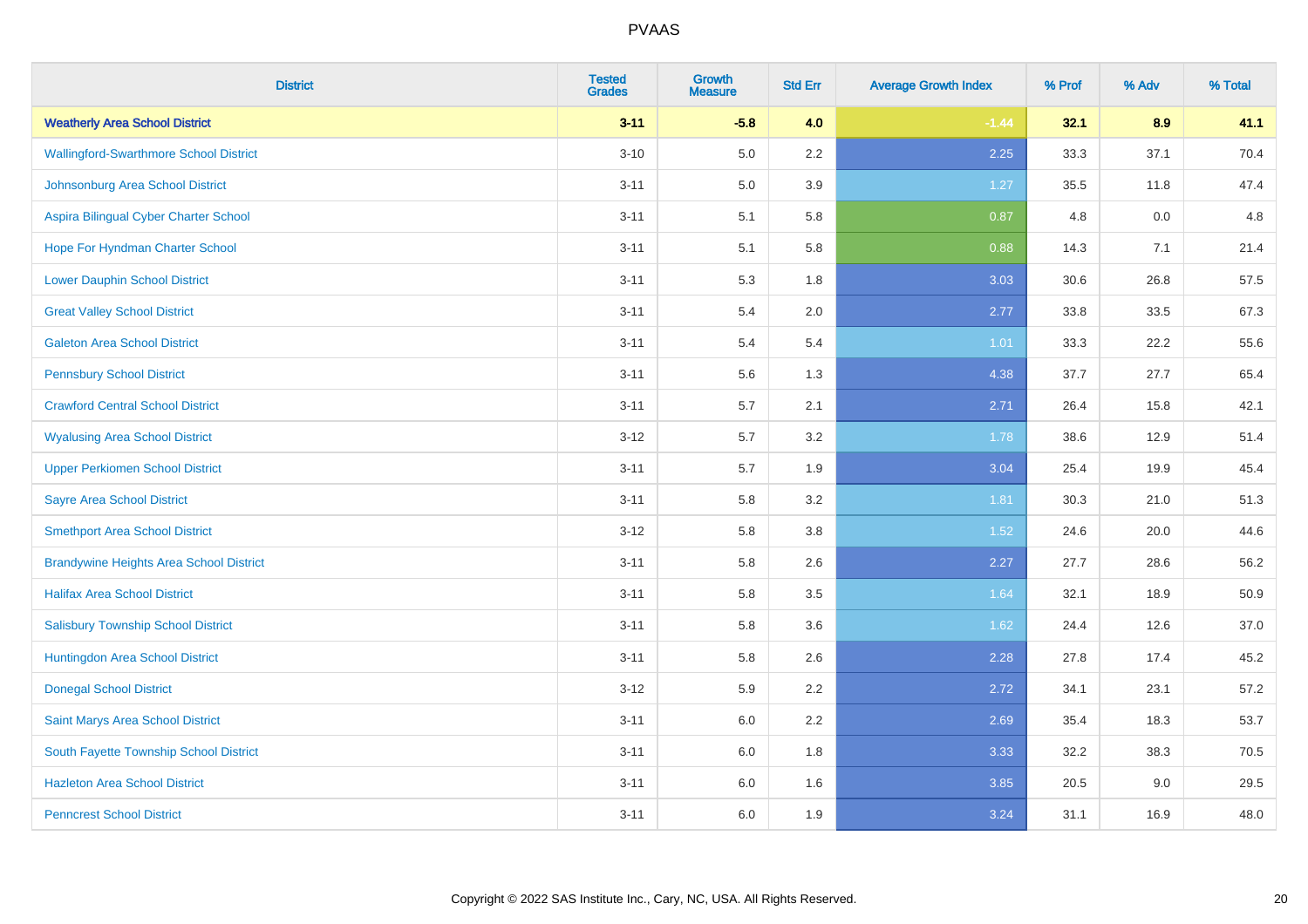# PVAAS

| District | Tested Grades | Growth Measure | Std Err | Average Growth Index | % Prof | % Adv | % Total |
|---|---|---|---|---|---|---|---|
| **Weatherly Area School District** | **3-11** | **-5.8** | **4.0** | **-1.44** | **32.1** | **8.9** | **41.1** |
| Wallingford-Swarthmore School District | 3-10 | 5.0 | 2.2 | 2.25 | 33.3 | 37.1 | 70.4 |
| Johnsonburg Area School District | 3-11 | 5.0 | 3.9 | 1.27 | 35.5 | 11.8 | 47.4 |
| Aspira Bilingual Cyber Charter School | 3-11 | 5.1 | 5.8 | 0.87 | 4.8 | 0.0 | 4.8 |
| Hope For Hyndman Charter School | 3-11 | 5.1 | 5.8 | 0.88 | 14.3 | 7.1 | 21.4 |
| Lower Dauphin School District | 3-11 | 5.3 | 1.8 | 3.03 | 30.6 | 26.8 | 57.5 |
| Great Valley School District | 3-11 | 5.4 | 2.0 | 2.77 | 33.8 | 33.5 | 67.3 |
| Galeton Area School District | 3-11 | 5.4 | 5.4 | 1.01 | 33.3 | 22.2 | 55.6 |
| Pennsbury School District | 3-11 | 5.6 | 1.3 | 4.38 | 37.7 | 27.7 | 65.4 |
| Crawford Central School District | 3-11 | 5.7 | 2.1 | 2.71 | 26.4 | 15.8 | 42.1 |
| Wyalusing Area School District | 3-12 | 5.7 | 3.2 | 1.78 | 38.6 | 12.9 | 51.4 |
| Upper Perkiomen School District | 3-11 | 5.7 | 1.9 | 3.04 | 25.4 | 19.9 | 45.4 |
| Sayre Area School District | 3-11 | 5.8 | 3.2 | 1.81 | 30.3 | 21.0 | 51.3 |
| Smethport Area School District | 3-12 | 5.8 | 3.8 | 1.52 | 24.6 | 20.0 | 44.6 |
| Brandywine Heights Area School District | 3-11 | 5.8 | 2.6 | 2.27 | 27.7 | 28.6 | 56.2 |
| Halifax Area School District | 3-11 | 5.8 | 3.5 | 1.64 | 32.1 | 18.9 | 50.9 |
| Salisbury Township School District | 3-11 | 5.8 | 3.6 | 1.62 | 24.4 | 12.6 | 37.0 |
| Huntingdon Area School District | 3-11 | 5.8 | 2.6 | 2.28 | 27.8 | 17.4 | 45.2 |
| Donegal School District | 3-12 | 5.9 | 2.2 | 2.72 | 34.1 | 23.1 | 57.2 |
| Saint Marys Area School District | 3-11 | 6.0 | 2.2 | 2.69 | 35.4 | 18.3 | 53.7 |
| South Fayette Township School District | 3-11 | 6.0 | 1.8 | 3.33 | 32.2 | 38.3 | 70.5 |
| Hazleton Area School District | 3-11 | 6.0 | 1.6 | 3.85 | 20.5 | 9.0 | 29.5 |
| Penncrest School District | 3-11 | 6.0 | 1.9 | 3.24 | 31.1 | 16.9 | 48.0 |

Copyright © 2022 SAS Institute Inc., Cary, NC, USA. All Rights Reserved.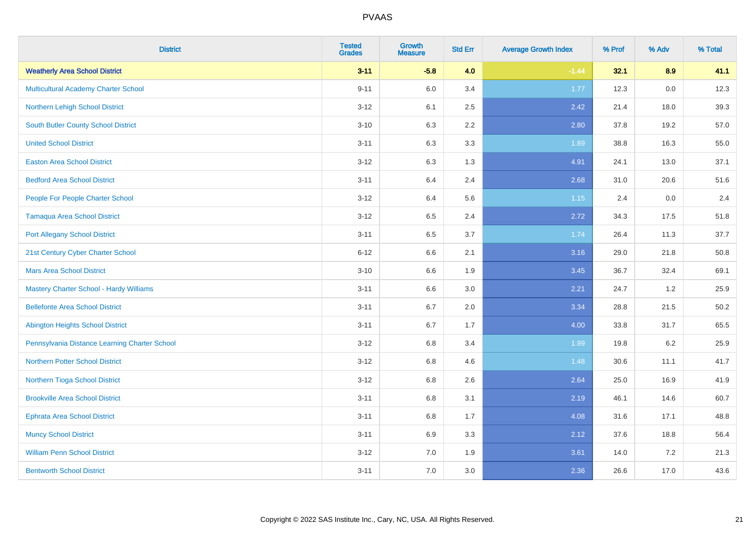# PVAAS

| District | Tested Grades | Growth Measure | Std Err | Average Growth Index | % Prof | % Adv | % Total |
|---|---|---|---|---|---|---|---|
| **Weatherly Area School District** | **3-11** | **-5.8** | **4.0** | **-1.44** | **32.1** | **8.9** | **41.1** |
| Multicultural Academy Charter School | 9-11 | 6.0 | 3.4 | 1.77 | 12.3 | 0.0 | 12.3 |
| Northern Lehigh School District | 3-12 | 6.1 | 2.5 | 2.42 | 21.4 | 18.0 | 39.3 |
| South Butler County School District | 3-10 | 6.3 | 2.2 | 2.80 | 37.8 | 19.2 | 57.0 |
| United School District | 3-11 | 6.3 | 3.3 | 1.89 | 38.8 | 16.3 | 55.0 |
| Easton Area School District | 3-12 | 6.3 | 1.3 | 4.91 | 24.1 | 13.0 | 37.1 |
| Bedford Area School District | 3-11 | 6.4 | 2.4 | 2.68 | 31.0 | 20.6 | 51.6 |
| People For People Charter School | 3-12 | 6.4 | 5.6 | 1.15 | 2.4 | 0.0 | 2.4 |
| Tamaqua Area School District | 3-12 | 6.5 | 2.4 | 2.72 | 34.3 | 17.5 | 51.8 |
| Port Allegany School District | 3-11 | 6.5 | 3.7 | 1.74 | 26.4 | 11.3 | 37.7 |
| 21st Century Cyber Charter School | 6-12 | 6.6 | 2.1 | 3.16 | 29.0 | 21.8 | 50.8 |
| Mars Area School District | 3-10 | 6.6 | 1.9 | 3.45 | 36.7 | 32.4 | 69.1 |
| Mastery Charter School - Hardy Williams | 3-11 | 6.6 | 3.0 | 2.21 | 24.7 | 1.2 | 25.9 |
| Bellefonte Area School District | 3-11 | 6.7 | 2.0 | 3.34 | 28.8 | 21.5 | 50.2 |
| Abington Heights School District | 3-11 | 6.7 | 1.7 | 4.00 | 33.8 | 31.7 | 65.5 |
| Pennsylvania Distance Learning Charter School | 3-12 | 6.8 | 3.4 | 1.99 | 19.8 | 6.2 | 25.9 |
| Northern Potter School District | 3-12 | 6.8 | 4.6 | 1.48 | 30.6 | 11.1 | 41.7 |
| Northern Tioga School District | 3-12 | 6.8 | 2.6 | 2.64 | 25.0 | 16.9 | 41.9 |
| Brookville Area School District | 3-11 | 6.8 | 3.1 | 2.19 | 46.1 | 14.6 | 60.7 |
| Ephrata Area School District | 3-11 | 6.8 | 1.7 | 4.08 | 31.6 | 17.1 | 48.8 |
| Muncy School District | 3-11 | 6.9 | 3.3 | 2.12 | 37.6 | 18.8 | 56.4 |
| William Penn School District | 3-12 | 7.0 | 1.9 | 3.61 | 14.0 | 7.2 | 21.3 |
| Bentworth School District | 3-11 | 7.0 | 3.0 | 2.36 | 26.6 | 17.0 | 43.6 |

Copyright © 2022 SAS Institute Inc., Cary, NC, USA. All Rights Reserved.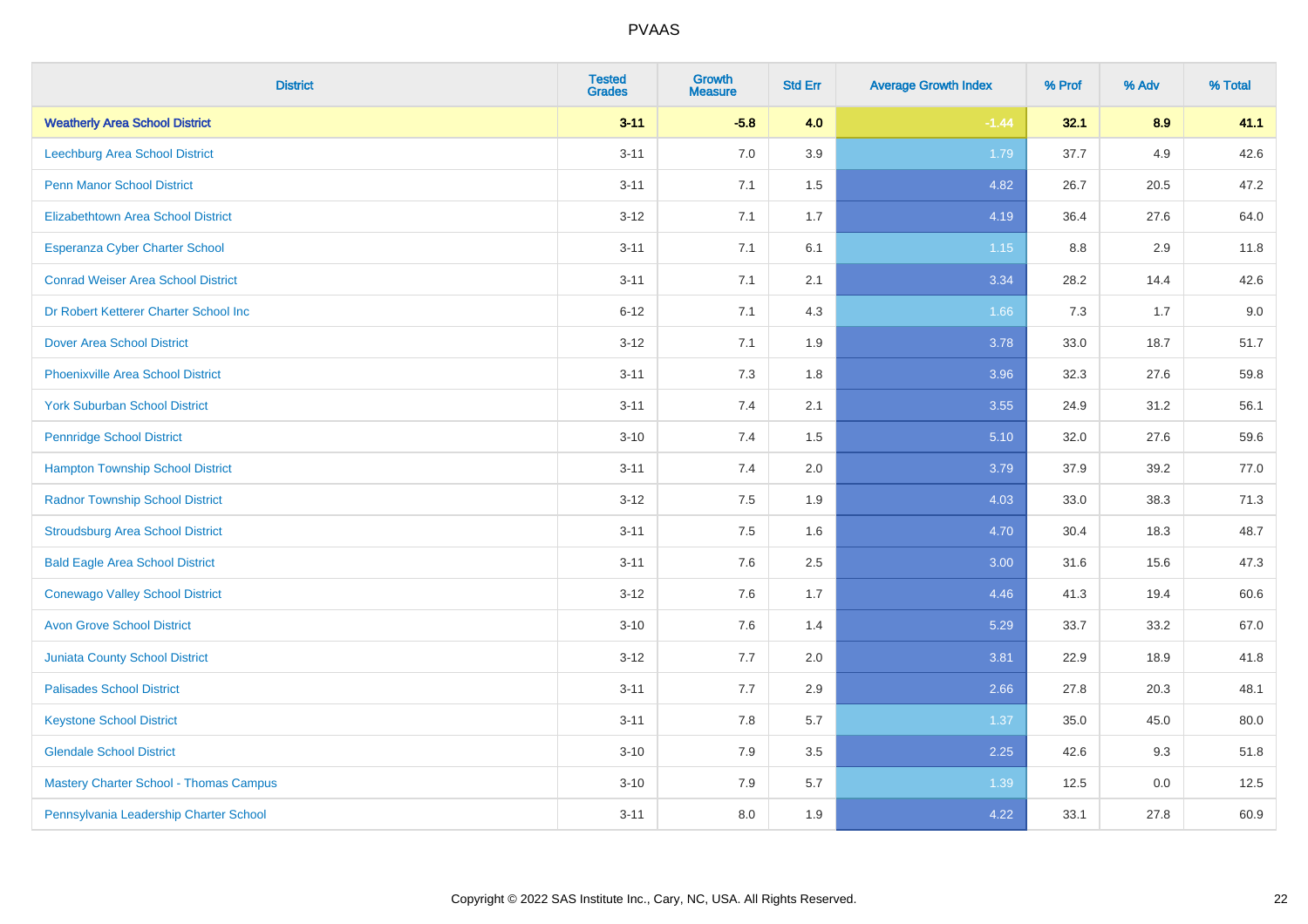# PVAAS

| District | Tested Grades | Growth Measure | Std Err | Average Growth Index | % Prof | % Adv | % Total |
|---|---|---|---|---|---|---|---|
| **Weatherly Area School District** | **3-11** | **-5.8** | **4.0** | **-1.44** | **32.1** | **8.9** | **41.1** |
| Leechburg Area School District | 3-11 | 7.0 | 3.9 | 1.79 | 37.7 | 4.9 | 42.6 |
| Penn Manor School District | 3-11 | 7.1 | 1.5 | 4.82 | 26.7 | 20.5 | 47.2 |
| Elizabethtown Area School District | 3-12 | 7.1 | 1.7 | 4.19 | 36.4 | 27.6 | 64.0 |
| Esperanza Cyber Charter School | 3-11 | 7.1 | 6.1 | 1.15 | 8.8 | 2.9 | 11.8 |
| Conrad Weiser Area School District | 3-11 | 7.1 | 2.1 | 3.34 | 28.2 | 14.4 | 42.6 |
| Dr Robert Ketterer Charter School Inc | 6-12 | 7.1 | 4.3 | 1.66 | 7.3 | 1.7 | 9.0 |
| Dover Area School District | 3-12 | 7.1 | 1.9 | 3.78 | 33.0 | 18.7 | 51.7 |
| Phoenixville Area School District | 3-11 | 7.3 | 1.8 | 3.96 | 32.3 | 27.6 | 59.8 |
| York Suburban School District | 3-11 | 7.4 | 2.1 | 3.55 | 24.9 | 31.2 | 56.1 |
| Pennridge School District | 3-10 | 7.4 | 1.5 | 5.10 | 32.0 | 27.6 | 59.6 |
| Hampton Township School District | 3-11 | 7.4 | 2.0 | 3.79 | 37.9 | 39.2 | 77.0 |
| Radnor Township School District | 3-12 | 7.5 | 1.9 | 4.03 | 33.0 | 38.3 | 71.3 |
| Stroudsburg Area School District | 3-11 | 7.5 | 1.6 | 4.70 | 30.4 | 18.3 | 48.7 |
| Bald Eagle Area School District | 3-11 | 7.6 | 2.5 | 3.00 | 31.6 | 15.6 | 47.3 |
| Conewago Valley School District | 3-12 | 7.6 | 1.7 | 4.46 | 41.3 | 19.4 | 60.6 |
| Avon Grove School District | 3-10 | 7.6 | 1.4 | 5.29 | 33.7 | 33.2 | 67.0 |
| Juniata County School District | 3-12 | 7.7 | 2.0 | 3.81 | 22.9 | 18.9 | 41.8 |
| Palisades School District | 3-11 | 7.7 | 2.9 | 2.66 | 27.8 | 20.3 | 48.1 |
| Keystone School District | 3-11 | 7.8 | 5.7 | 1.37 | 35.0 | 45.0 | 80.0 |
| Glendale School District | 3-10 | 7.9 | 3.5 | 2.25 | 42.6 | 9.3 | 51.8 |
| Mastery Charter School - Thomas Campus | 3-10 | 7.9 | 5.7 | 1.39 | 12.5 | 0.0 | 12.5 |
| Pennsylvania Leadership Charter School | 3-11 | 8.0 | 1.9 | 4.22 | 33.1 | 27.8 | 60.9 |

Copyright © 2022 SAS Institute Inc., Cary, NC, USA. All Rights Reserved.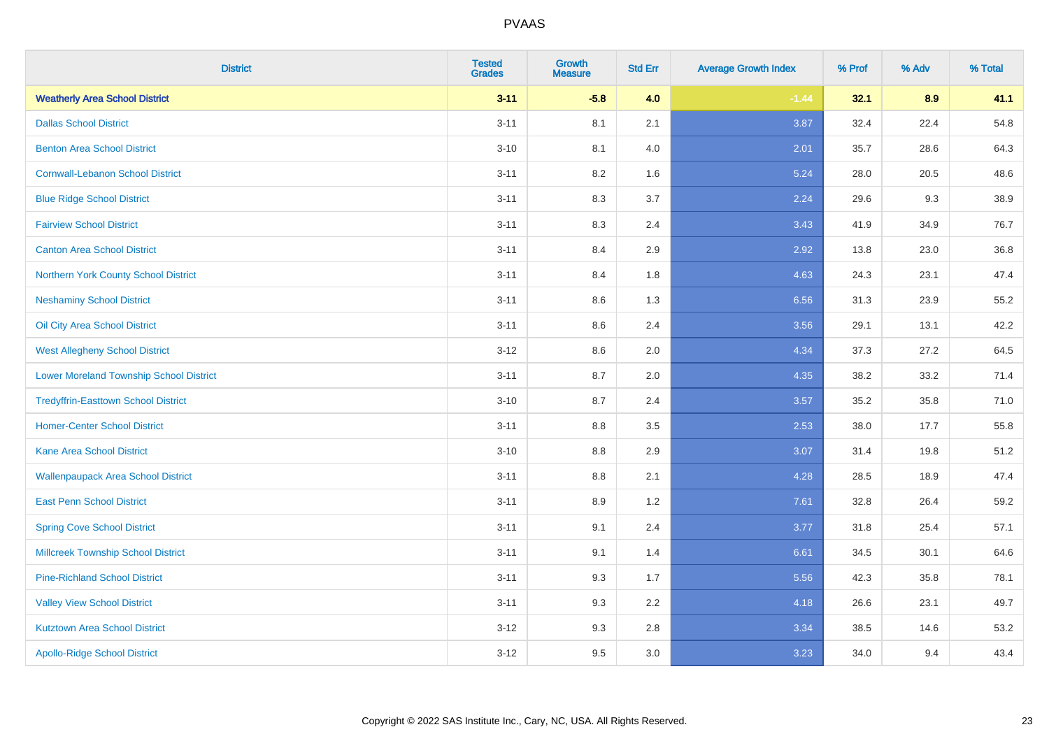# PVAAS

| District | Tested Grades | Growth Measure | Std Err | Average Growth Index | % Prof | % Adv | % Total |
|---|---|---|---|---|---|---|---|
| **Weatherly Area School District** | **3-11** | **-5.8** | **4.0** | **-1.44** | **32.1** | **8.9** | **41.1** |
| Dallas School District | 3-11 | 8.1 | 2.1 | 3.87 | 32.4 | 22.4 | 54.8 |
| Benton Area School District | 3-10 | 8.1 | 4.0 | 2.01 | 35.7 | 28.6 | 64.3 |
| Cornwall-Lebanon School District | 3-11 | 8.2 | 1.6 | 5.24 | 28.0 | 20.5 | 48.6 |
| Blue Ridge School District | 3-11 | 8.3 | 3.7 | 2.24 | 29.6 | 9.3 | 38.9 |
| Fairview School District | 3-11 | 8.3 | 2.4 | 3.43 | 41.9 | 34.9 | 76.7 |
| Canton Area School District | 3-11 | 8.4 | 2.9 | 2.92 | 13.8 | 23.0 | 36.8 |
| Northern York County School District | 3-11 | 8.4 | 1.8 | 4.63 | 24.3 | 23.1 | 47.4 |
| Neshaminy School District | 3-11 | 8.6 | 1.3 | 6.56 | 31.3 | 23.9 | 55.2 |
| Oil City Area School District | 3-11 | 8.6 | 2.4 | 3.56 | 29.1 | 13.1 | 42.2 |
| West Allegheny School District | 3-12 | 8.6 | 2.0 | 4.34 | 37.3 | 27.2 | 64.5 |
| Lower Moreland Township School District | 3-11 | 8.7 | 2.0 | 4.35 | 38.2 | 33.2 | 71.4 |
| Tredyffrin-Easttown School District | 3-10 | 8.7 | 2.4 | 3.57 | 35.2 | 35.8 | 71.0 |
| Homer-Center School District | 3-11 | 8.8 | 3.5 | 2.53 | 38.0 | 17.7 | 55.8 |
| Kane Area School District | 3-10 | 8.8 | 2.9 | 3.07 | 31.4 | 19.8 | 51.2 |
| Wallenpaupack Area School District | 3-11 | 8.8 | 2.1 | 4.28 | 28.5 | 18.9 | 47.4 |
| East Penn School District | 3-11 | 8.9 | 1.2 | 7.61 | 32.8 | 26.4 | 59.2 |
| Spring Cove School District | 3-11 | 9.1 | 2.4 | 3.77 | 31.8 | 25.4 | 57.1 |
| Millcreek Township School District | 3-11 | 9.1 | 1.4 | 6.61 | 34.5 | 30.1 | 64.6 |
| Pine-Richland School District | 3-11 | 9.3 | 1.7 | 5.56 | 42.3 | 35.8 | 78.1 |
| Valley View School District | 3-11 | 9.3 | 2.2 | 4.18 | 26.6 | 23.1 | 49.7 |
| Kutztown Area School District | 3-12 | 9.3 | 2.8 | 3.34 | 38.5 | 14.6 | 53.2 |
| Apollo-Ridge School District | 3-12 | 9.5 | 3.0 | 3.23 | 34.0 | 9.4 | 43.4 |

Copyright © 2022 SAS Institute Inc., Cary, NC, USA. All Rights Reserved.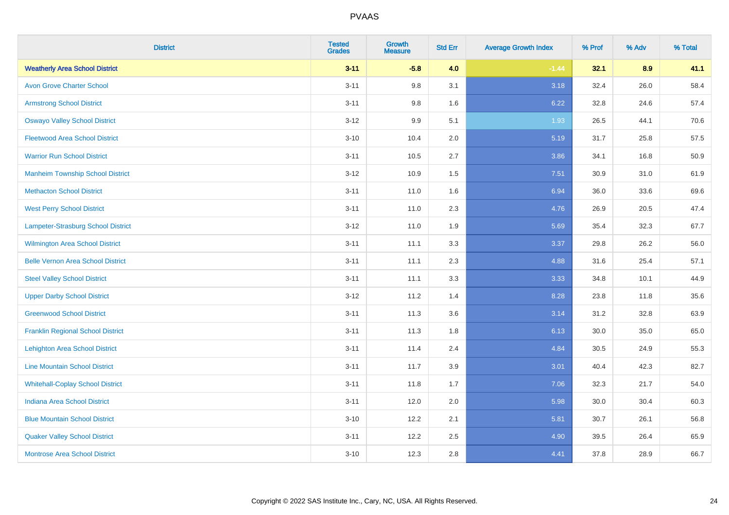# PVAAS

| District | Tested Grades | Growth Measure | Std Err | Average Growth Index | % Prof | % Adv | % Total |
|---|---|---|---|---|---|---|---|
| **Weatherly Area School District** | **3-11** | **-5.8** | **4.0** | **-1.44** | **32.1** | **8.9** | **41.1** |
| Avon Grove Charter School | 3-11 | 9.8 | 3.1 | 3.18 | 32.4 | 26.0 | 58.4 |
| Armstrong School District | 3-11 | 9.8 | 1.6 | 6.22 | 32.8 | 24.6 | 57.4 |
| Oswayo Valley School District | 3-12 | 9.9 | 5.1 | 1.93 | 26.5 | 44.1 | 70.6 |
| Fleetwood Area School District | 3-10 | 10.4 | 2.0 | 5.19 | 31.7 | 25.8 | 57.5 |
| Warrior Run School District | 3-11 | 10.5 | 2.7 | 3.86 | 34.1 | 16.8 | 50.9 |
| Manheim Township School District | 3-12 | 10.9 | 1.5 | 7.51 | 30.9 | 31.0 | 61.9 |
| Methacton School District | 3-11 | 11.0 | 1.6 | 6.94 | 36.0 | 33.6 | 69.6 |
| West Perry School District | 3-11 | 11.0 | 2.3 | 4.76 | 26.9 | 20.5 | 47.4 |
| Lampeter-Strasburg School District | 3-12 | 11.0 | 1.9 | 5.69 | 35.4 | 32.3 | 67.7 |
| Wilmington Area School District | 3-11 | 11.1 | 3.3 | 3.37 | 29.8 | 26.2 | 56.0 |
| Belle Vernon Area School District | 3-11 | 11.1 | 2.3 | 4.88 | 31.6 | 25.4 | 57.1 |
| Steel Valley School District | 3-11 | 11.1 | 3.3 | 3.33 | 34.8 | 10.1 | 44.9 |
| Upper Darby School District | 3-12 | 11.2 | 1.4 | 8.28 | 23.8 | 11.8 | 35.6 |
| Greenwood School District | 3-11 | 11.3 | 3.6 | 3.14 | 31.2 | 32.8 | 63.9 |
| Franklin Regional School District | 3-11 | 11.3 | 1.8 | 6.13 | 30.0 | 35.0 | 65.0 |
| Lehighton Area School District | 3-11 | 11.4 | 2.4 | 4.84 | 30.5 | 24.9 | 55.3 |
| Line Mountain School District | 3-11 | 11.7 | 3.9 | 3.01 | 40.4 | 42.3 | 82.7 |
| Whitehall-Coplay School District | 3-11 | 11.8 | 1.7 | 7.06 | 32.3 | 21.7 | 54.0 |
| Indiana Area School District | 3-11 | 12.0 | 2.0 | 5.98 | 30.0 | 30.4 | 60.3 |
| Blue Mountain School District | 3-10 | 12.2 | 2.1 | 5.81 | 30.7 | 26.1 | 56.8 |
| Quaker Valley School District | 3-11 | 12.2 | 2.5 | 4.90 | 39.5 | 26.4 | 65.9 |
| Montrose Area School District | 3-10 | 12.3 | 2.8 | 4.41 | 37.8 | 28.9 | 66.7 |

Copyright © 2022 SAS Institute Inc., Cary, NC, USA. All Rights Reserved.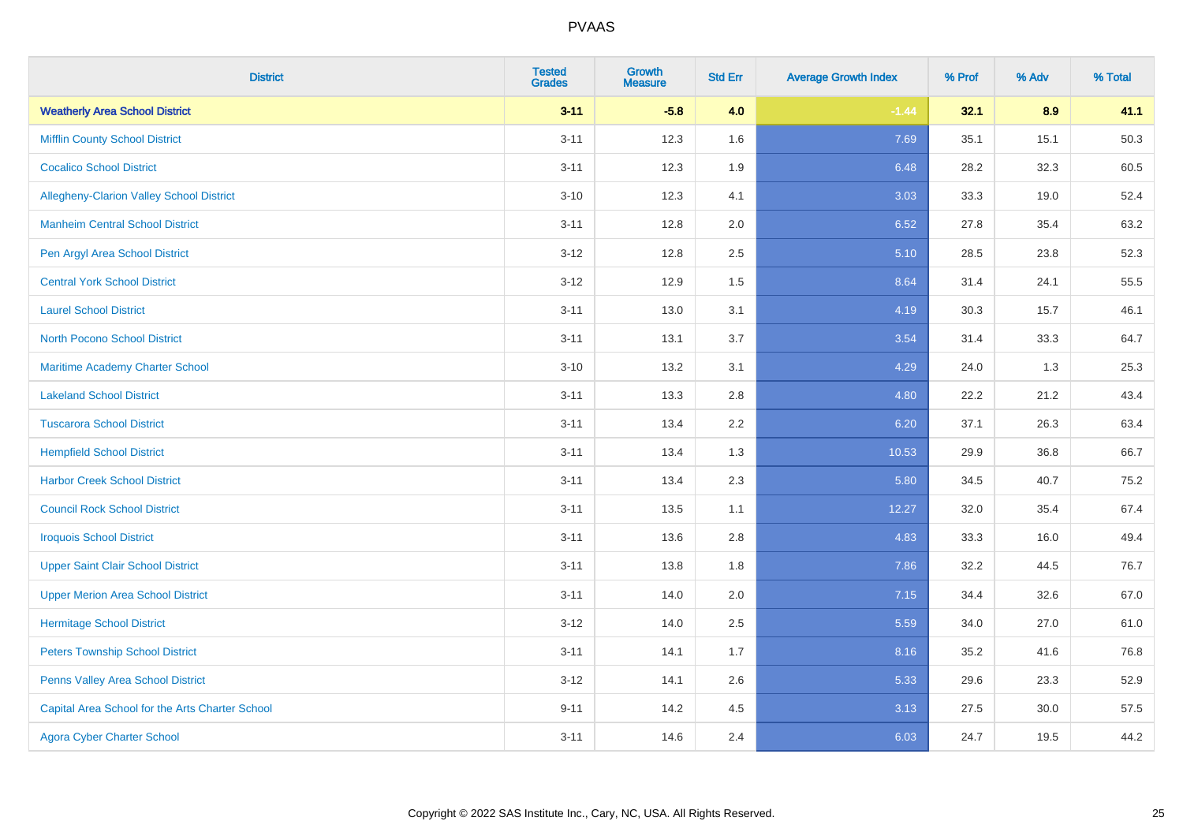| District | Tested Grades | Growth Measure | Std Err | Average Growth Index | % Prof | % Adv | % Total |
|---|---|---|---|---|---|---|---|
| **Weatherly Area School District** | **3-11** | **-5.8** | **4.0** | **-1.44** | **32.1** | **8.9** | **41.1** |
| Mifflin County School District | 3-11 | 12.3 | 1.6 | 7.69 | 35.1 | 15.1 | 50.3 |
| Cocalico School District | 3-11 | 12.3 | 1.9 | 6.48 | 28.2 | 32.3 | 60.5 |
| Allegheny-Clarion Valley School District | 3-10 | 12.3 | 4.1 | 3.03 | 33.3 | 19.0 | 52.4 |
| Manheim Central School District | 3-11 | 12.8 | 2.0 | 6.52 | 27.8 | 35.4 | 63.2 |
| Pen Argyl Area School District | 3-12 | 12.8 | 2.5 | 5.10 | 28.5 | 23.8 | 52.3 |
| Central York School District | 3-12 | 12.9 | 1.5 | 8.64 | 31.4 | 24.1 | 55.5 |
| Laurel School District | 3-11 | 13.0 | 3.1 | 4.19 | 30.3 | 15.7 | 46.1 |
| North Pocono School District | 3-11 | 13.1 | 3.7 | 3.54 | 31.4 | 33.3 | 64.7 |
| Maritime Academy Charter School | 3-10 | 13.2 | 3.1 | 4.29 | 24.0 | 1.3 | 25.3 |
| Lakeland School District | 3-11 | 13.3 | 2.8 | 4.80 | 22.2 | 21.2 | 43.4 |
| Tuscarora School District | 3-11 | 13.4 | 2.2 | 6.20 | 37.1 | 26.3 | 63.4 |
| Hempfield School District | 3-11 | 13.4 | 1.3 | 10.53 | 29.9 | 36.8 | 66.7 |
| Harbor Creek School District | 3-11 | 13.4 | 2.3 | 5.80 | 34.5 | 40.7 | 75.2 |
| Council Rock School District | 3-11 | 13.5 | 1.1 | 12.27 | 32.0 | 35.4 | 67.4 |
| Iroquois School District | 3-11 | 13.6 | 2.8 | 4.83 | 33.3 | 16.0 | 49.4 |
| Upper Saint Clair School District | 3-11 | 13.8 | 1.8 | 7.86 | 32.2 | 44.5 | 76.7 |
| Upper Merion Area School District | 3-11 | 14.0 | 2.0 | 7.15 | 34.4 | 32.6 | 67.0 |
| Hermitage School District | 3-12 | 14.0 | 2.5 | 5.59 | 34.0 | 27.0 | 61.0 |
| Peters Township School District | 3-11 | 14.1 | 1.7 | 8.16 | 35.2 | 41.6 | 76.8 |
| Penns Valley Area School District | 3-12 | 14.1 | 2.6 | 5.33 | 29.6 | 23.3 | 52.9 |
| Capital Area School for the Arts Charter School | 9-11 | 14.2 | 4.5 | 3.13 | 27.5 | 30.0 | 57.5 |
| Agora Cyber Charter School | 3-11 | 14.6 | 2.4 | 6.03 | 24.7 | 19.5 | 44.2 |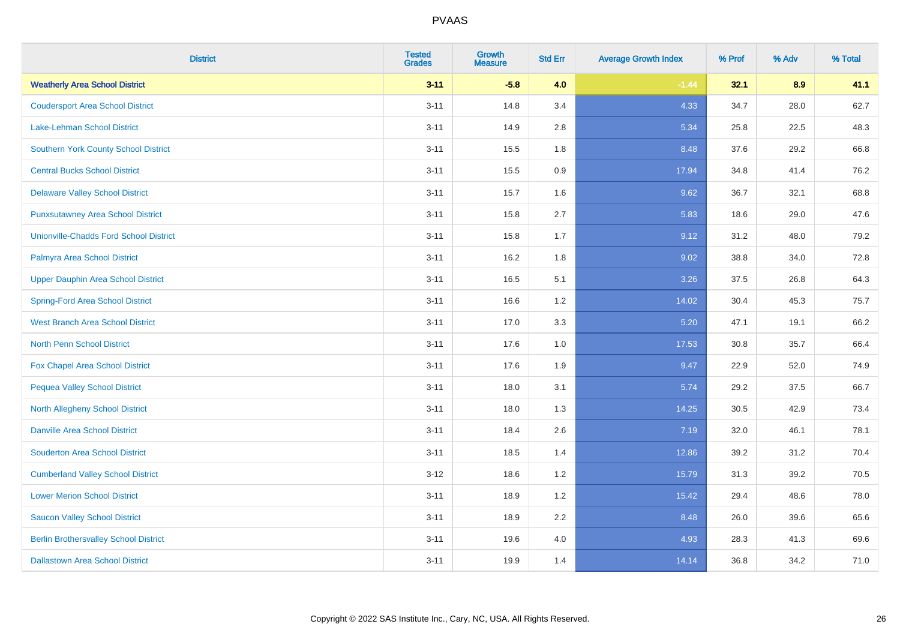# PVAAS

| District | Tested Grades | Growth Measure | Std Err | Average Growth Index | % Prof | % Adv | % Total |
|---|---|---|---|---|---|---|---|
| **Weatherly Area School District** | **3-11** | **-5.8** | **4.0** | **-1.44** | **32.1** | **8.9** | **41.1** |
| Coudersport Area School District | 3-11 | 14.8 | 3.4 | 4.33 | 34.7 | 28.0 | 62.7 |
| Lake-Lehman School District | 3-11 | 14.9 | 2.8 | 5.34 | 25.8 | 22.5 | 48.3 |
| Southern York County School District | 3-11 | 15.5 | 1.8 | 8.48 | 37.6 | 29.2 | 66.8 |
| Central Bucks School District | 3-11 | 15.5 | 0.9 | 17.94 | 34.8 | 41.4 | 76.2 |
| Delaware Valley School District | 3-11 | 15.7 | 1.6 | 9.62 | 36.7 | 32.1 | 68.8 |
| Punxsutawney Area School District | 3-11 | 15.8 | 2.7 | 5.83 | 18.6 | 29.0 | 47.6 |
| Unionville-Chadds Ford School District | 3-11 | 15.8 | 1.7 | 9.12 | 31.2 | 48.0 | 79.2 |
| Palmyra Area School District | 3-11 | 16.2 | 1.8 | 9.02 | 38.8 | 34.0 | 72.8 |
| Upper Dauphin Area School District | 3-11 | 16.5 | 5.1 | 3.26 | 37.5 | 26.8 | 64.3 |
| Spring-Ford Area School District | 3-11 | 16.6 | 1.2 | 14.02 | 30.4 | 45.3 | 75.7 |
| West Branch Area School District | 3-11 | 17.0 | 3.3 | 5.20 | 47.1 | 19.1 | 66.2 |
| North Penn School District | 3-11 | 17.6 | 1.0 | 17.53 | 30.8 | 35.7 | 66.4 |
| Fox Chapel Area School District | 3-11 | 17.6 | 1.9 | 9.47 | 22.9 | 52.0 | 74.9 |
| Pequea Valley School District | 3-11 | 18.0 | 3.1 | 5.74 | 29.2 | 37.5 | 66.7 |
| North Allegheny School District | 3-11 | 18.0 | 1.3 | 14.25 | 30.5 | 42.9 | 73.4 |
| Danville Area School District | 3-11 | 18.4 | 2.6 | 7.19 | 32.0 | 46.1 | 78.1 |
| Souderton Area School District | 3-11 | 18.5 | 1.4 | 12.86 | 39.2 | 31.2 | 70.4 |
| Cumberland Valley School District | 3-12 | 18.6 | 1.2 | 15.79 | 31.3 | 39.2 | 70.5 |
| Lower Merion School District | 3-11 | 18.9 | 1.2 | 15.42 | 29.4 | 48.6 | 78.0 |
| Saucon Valley School District | 3-11 | 18.9 | 2.2 | 8.48 | 26.0 | 39.6 | 65.6 |
| Berlin Brothersvalley School District | 3-11 | 19.6 | 4.0 | 4.93 | 28.3 | 41.3 | 69.6 |
| Dallastown Area School District | 3-11 | 19.9 | 1.4 | 14.14 | 36.8 | 34.2 | 71.0 |

Copyright © 2022 SAS Institute Inc., Cary, NC, USA. All Rights Reserved.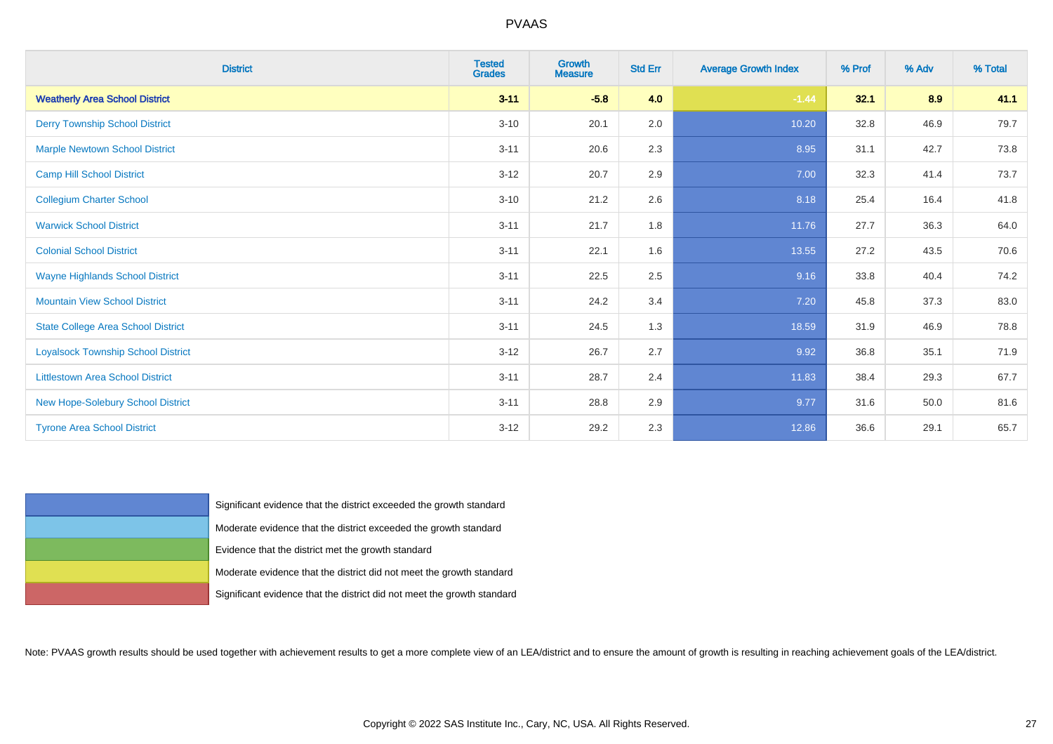PVAAS

| District | Tested Grades | Growth Measure | Std Err | Average Growth Index | % Prof | % Adv | % Total |
|---|---|---|---|---|---|---|---|
| **Weatherly Area School District** | **3-11** | **-5.8** | **4.0** | **-1.44** | **32.1** | **8.9** | **41.1** |
| Derry Township School District | 3-10 | 20.1 | 2.0 | 10.20 | 32.8 | 46.9 | 79.7 |
| Marple Newtown School District | 3-11 | 20.6 | 2.3 | 8.95 | 31.1 | 42.7 | 73.8 |
| Camp Hill School District | 3-12 | 20.7 | 2.9 | 7.00 | 32.3 | 41.4 | 73.7 |
| Collegium Charter School | 3-10 | 21.2 | 2.6 | 8.18 | 25.4 | 16.4 | 41.8 |
| Warwick School District | 3-11 | 21.7 | 1.8 | 11.76 | 27.7 | 36.3 | 64.0 |
| Colonial School District | 3-11 | 22.1 | 1.6 | 13.55 | 27.2 | 43.5 | 70.6 |
| Wayne Highlands School District | 3-11 | 22.5 | 2.5 | 9.16 | 33.8 | 40.4 | 74.2 |
| Mountain View School District | 3-11 | 24.2 | 3.4 | 7.20 | 45.8 | 37.3 | 83.0 |
| State College Area School District | 3-11 | 24.5 | 1.3 | 18.59 | 31.9 | 46.9 | 78.8 |
| Loyalsock Township School District | 3-12 | 26.7 | 2.7 | 9.92 | 36.8 | 35.1 | 71.9 |
| Littlestown Area School District | 3-11 | 28.7 | 2.4 | 11.83 | 38.4 | 29.3 | 67.7 |
| New Hope-Solebury School District | 3-11 | 28.8 | 2.9 | 9.77 | 31.6 | 50.0 | 81.6 |
| Tyrone Area School District | 3-12 | 29.2 | 2.3 | 12.86 | 36.6 | 29.1 | 65.7 |

- Significant evidence that the district exceeded the growth standard
- Moderate evidence that the district exceeded the growth standard
- Evidence that the district met the growth standard
- Moderate evidence that the district did not meet the growth standard
- Significant evidence that the district did not meet the growth standard

Note: PVAAS growth results should be used together with achievement results to get a more complete view of an LEA/district and to ensure the amount of growth is resulting in reaching achievement goals of the LEA/district.

Copyright © 2022 SAS Institute Inc., Cary, NC, USA. All Rights Reserved.